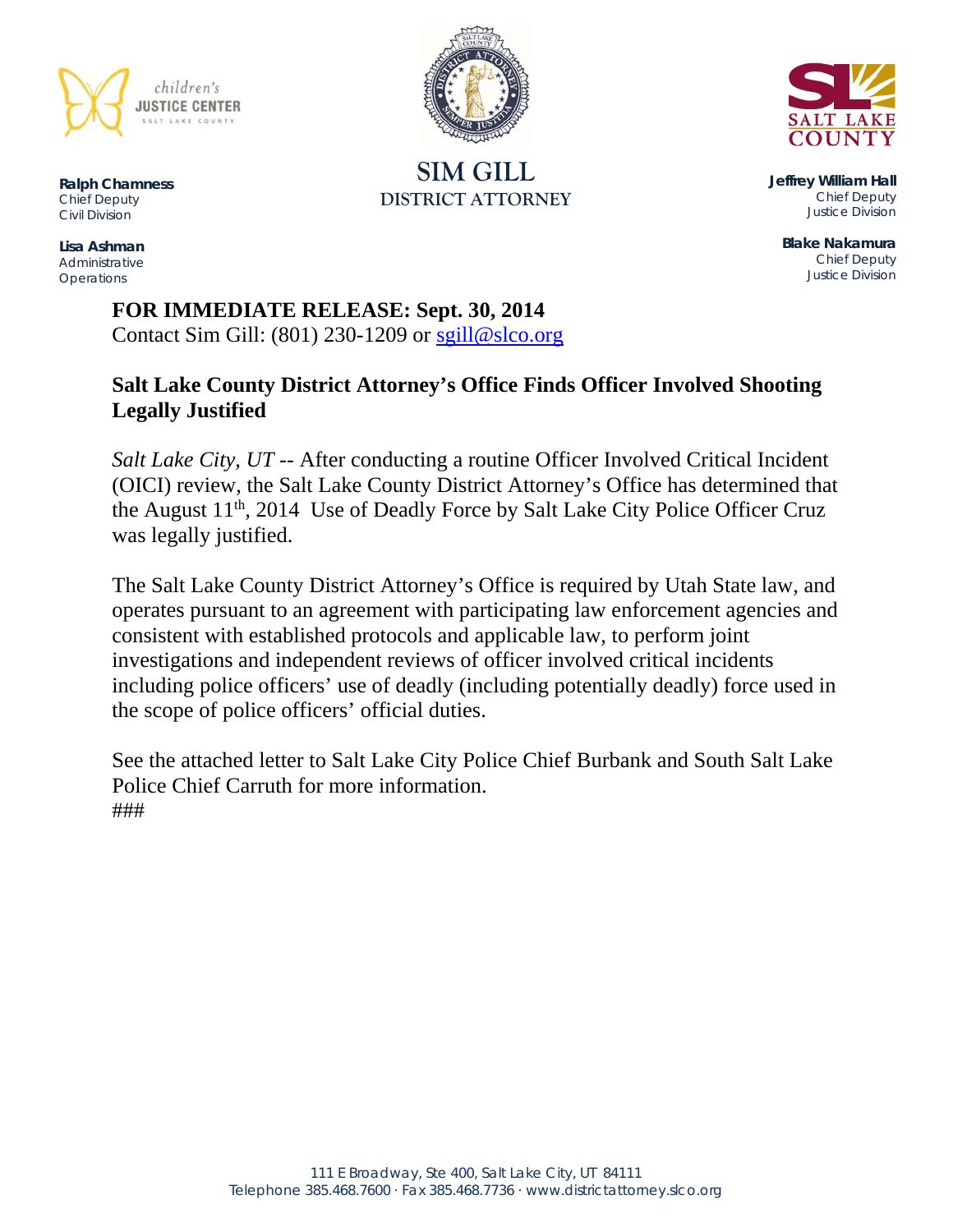children's
**JUSTICE CENTER**
SALT LAKE COUNTY

**SIM GILL**
DISTRICT ATTORNEY

SALT LAKE COUNTY

**Ralph Chamness**
Chief Deputy
Civil Division

**Lisa Ashman**
Administrative
Operations

**Jeffrey William Hall**
Chief Deputy
Justice Division

**Blake Nakamura**
Chief Deputy
Justice Division

**FOR IMMEDIATE RELEASE: Sept. 30, 2014**
Contact Sim Gill: (801) 230-1209 or [sgill@slco.org](mailto:sgill@slco.org)

**Salt Lake County District Attorney's Office Finds Officer Involved Shooting Legally Justified**

*Salt Lake City, UT* -- After conducting a routine Officer Involved Critical Incident (OICI) review, the Salt Lake County District Attorney's Office has determined that the August 11th, 2014 Use of Deadly Force by Salt Lake City Police Officer Cruz was legally justified.

The Salt Lake County District Attorney's Office is required by Utah State law, and operates pursuant to an agreement with participating law enforcement agencies and consistent with established protocols and applicable law, to perform joint investigations and independent reviews of officer involved critical incidents including police officers' use of deadly (including potentially deadly) force used in the scope of police officers' official duties.

See the attached letter to Salt Lake City Police Chief Burbank and South Salt Lake Police Chief Carruth for more information.

###

111 E Broadway, Ste 400, Salt Lake City, UT 84111
Telephone 385.468.7600 · Fax 385.468.7736 · www.districtattorney.slco.org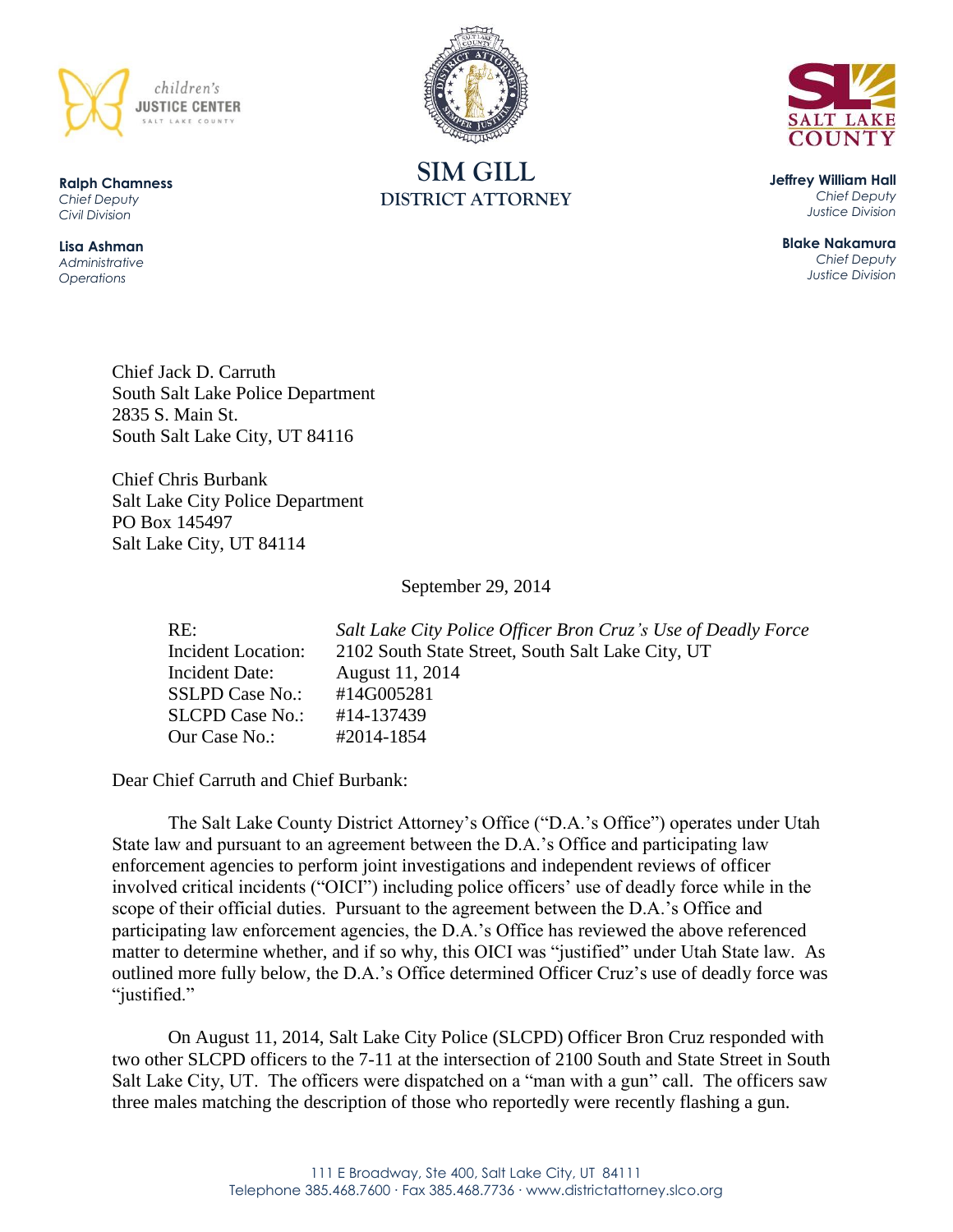children's
**JUSTICE CENTER**
SALT LAKE COUNTY

**Ralph Chamness**
*Chief Deputy*
*Civil Division*

**Lisa Ashman**
*Administrative*
*Operations*

**SIM GILL**
**DISTRICT ATTORNEY**

SALT LAKE COUNTY

**Jeffrey William Hall**
*Chief Deputy*
*Justice Division*

**Blake Nakamura**
*Chief Deputy*
*Justice Division*

Chief Jack D. Carruth
South Salt Lake Police Department
2835 S. Main St.
South Salt Lake City, UT 84116

Chief Chris Burbank
Salt Lake City Police Department
PO Box 145497
Salt Lake City, UT 84114

September 29, 2014

| | |
|---|---|
| RE: | *Salt Lake City Police Officer Bron Cruz's Use of Deadly Force* |
| Incident Location: | 2102 South State Street, South Salt Lake City, UT |
| Incident Date: | August 11, 2014 |
| SSLPD Case No.: | #14G005281 |
| SLCPD Case No.: | #14-137439 |
| Our Case No.: | #2014-1854 |

Dear Chief Carruth and Chief Burbank:

The Salt Lake County District Attorney's Office ("D.A.'s Office") operates under Utah State law and pursuant to an agreement between the D.A.'s Office and participating law enforcement agencies to perform joint investigations and independent reviews of officer involved critical incidents ("OICI") including police officers' use of deadly force while in the scope of their official duties. Pursuant to the agreement between the D.A.'s Office and participating law enforcement agencies, the D.A.'s Office has reviewed the above referenced matter to determine whether, and if so why, this OICI was "justified" under Utah State law. As outlined more fully below, the D.A.'s Office determined Officer Cruz's use of deadly force was "justified."

On August 11, 2014, Salt Lake City Police (SLCPD) Officer Bron Cruz responded with two other SLCPD officers to the 7-11 at the intersection of 2100 South and State Street in South Salt Lake City, UT. The officers were dispatched on a "man with a gun" call. The officers saw three males matching the description of those who reportedly were recently flashing a gun.

111 E Broadway, Ste 400, Salt Lake City, UT 84111
Telephone 385.468.7600 · Fax 385.468.7736 · www.districtattorney.slco.org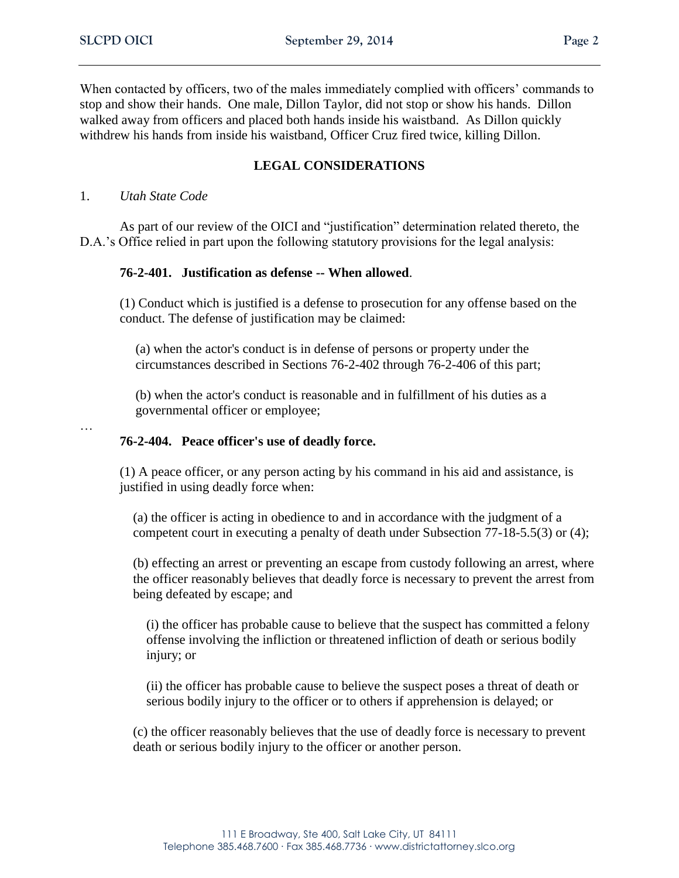When contacted by officers, two of the males immediately complied with officers' commands to stop and show their hands. One male, Dillon Taylor, did not stop or show his hands. Dillon walked away from officers and placed both hands inside his waistband. As Dillon quickly withdrew his hands from inside his waistband, Officer Cruz fired twice, killing Dillon.

## LEGAL CONSIDERATIONS

1. *Utah State Code*

As part of our review of the OICI and "justification" determination related thereto, the D.A.'s Office relied in part upon the following statutory provisions for the legal analysis:

> **76-2-401. Justification as defense -- When allowed**.
>
> (1) Conduct which is justified is a defense to prosecution for any offense based on the conduct. The defense of justification may be claimed:
>
> (a) when the actor's conduct is in defense of persons or property under the circumstances described in Sections 76-2-402 through 76-2-406 of this part;
>
> (b) when the actor's conduct is reasonable and in fulfillment of his duties as a governmental officer or employee;

…

> **76-2-404. Peace officer's use of deadly force.**
>
> (1) A peace officer, or any person acting by his command in his aid and assistance, is justified in using deadly force when:
>
> (a) the officer is acting in obedience to and in accordance with the judgment of a competent court in executing a penalty of death under Subsection 77-18-5.5(3) or (4);
>
> (b) effecting an arrest or preventing an escape from custody following an arrest, where the officer reasonably believes that deadly force is necessary to prevent the arrest from being defeated by escape; and
>
> (i) the officer has probable cause to believe that the suspect has committed a felony offense involving the infliction or threatened infliction of death or serious bodily injury; or
>
> (ii) the officer has probable cause to believe the suspect poses a threat of death or serious bodily injury to the officer or to others if apprehension is delayed; or
>
> (c) the officer reasonably believes that the use of deadly force is necessary to prevent death or serious bodily injury to the officer or another person.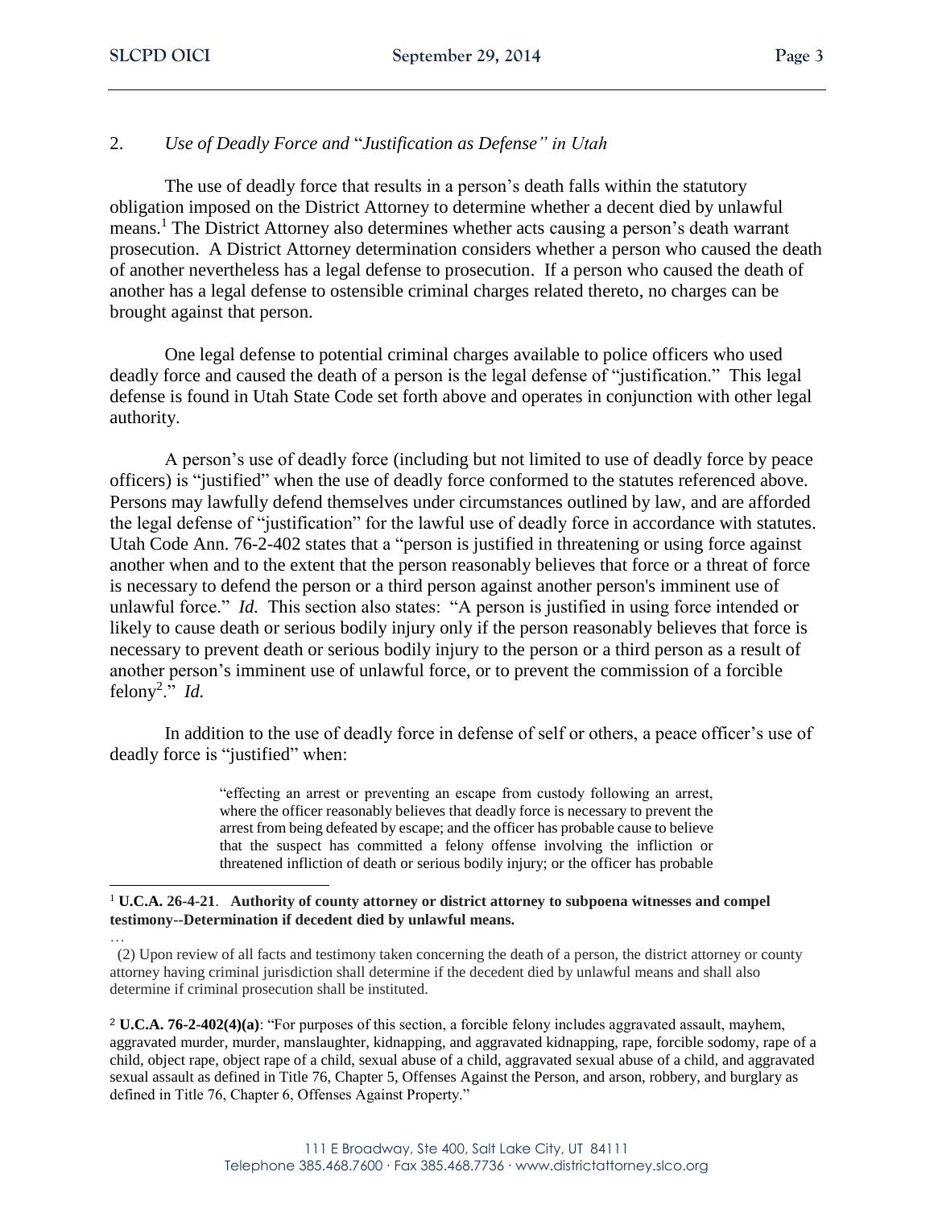## 2. *Use of Deadly Force and* "*Justification as Defense" in Utah*

The use of deadly force that results in a person's death falls within the statutory obligation imposed on the District Attorney to determine whether a decent died by unlawful means.[1] The District Attorney also determines whether acts causing a person's death warrant prosecution. A District Attorney determination considers whether a person who caused the death of another nevertheless has a legal defense to prosecution. If a person who caused the death of another has a legal defense to ostensible criminal charges related thereto, no charges can be brought against that person.

One legal defense to potential criminal charges available to police officers who used deadly force and caused the death of a person is the legal defense of "justification." This legal defense is found in Utah State Code set forth above and operates in conjunction with other legal authority.

A person's use of deadly force (including but not limited to use of deadly force by peace officers) is "justified" when the use of deadly force conformed to the statutes referenced above. Persons may lawfully defend themselves under circumstances outlined by law, and are afforded the legal defense of "justification" for the lawful use of deadly force in accordance with statutes. Utah Code Ann. 76-2-402 states that a "person is justified in threatening or using force against another when and to the extent that the person reasonably believes that force or a threat of force is necessary to defend the person or a third person against another person's imminent use of unlawful force." *Id.* This section also states: "A person is justified in using force intended or likely to cause death or serious bodily injury only if the person reasonably believes that force is necessary to prevent death or serious bodily injury to the person or a third person as a result of another person's imminent use of unlawful force, or to prevent the commission of a forcible felony[2]." *Id.*

In addition to the use of deadly force in defense of self or others, a peace officer's use of deadly force is "justified" when:

> "effecting an arrest or preventing an escape from custody following an arrest, where the officer reasonably believes that deadly force is necessary to prevent the arrest from being defeated by escape; and the officer has probable cause to believe that the suspect has committed a felony offense involving the infliction or threatened infliction of death or serious bodily injury; or the officer has probable

---

[1] **U.C.A. 26-4-21**. **Authority of county attorney or district attorney to subpoena witnesses and compel testimony--Determination if decedent died by unlawful means.**

…

(2) Upon review of all facts and testimony taken concerning the death of a person, the district attorney or county attorney having criminal jurisdiction shall determine if the decedent died by unlawful means and shall also determine if criminal prosecution shall be instituted.

[2] **U.C.A. 76-2-402(4)(a)**: "For purposes of this section, a forcible felony includes aggravated assault, mayhem, aggravated murder, murder, manslaughter, kidnapping, and aggravated kidnapping, rape, forcible sodomy, rape of a child, object rape, object rape of a child, sexual abuse of a child, aggravated sexual abuse of a child, and aggravated sexual assault as defined in Title 76, Chapter 5, Offenses Against the Person, and arson, robbery, and burglary as defined in Title 76, Chapter 6, Offenses Against Property."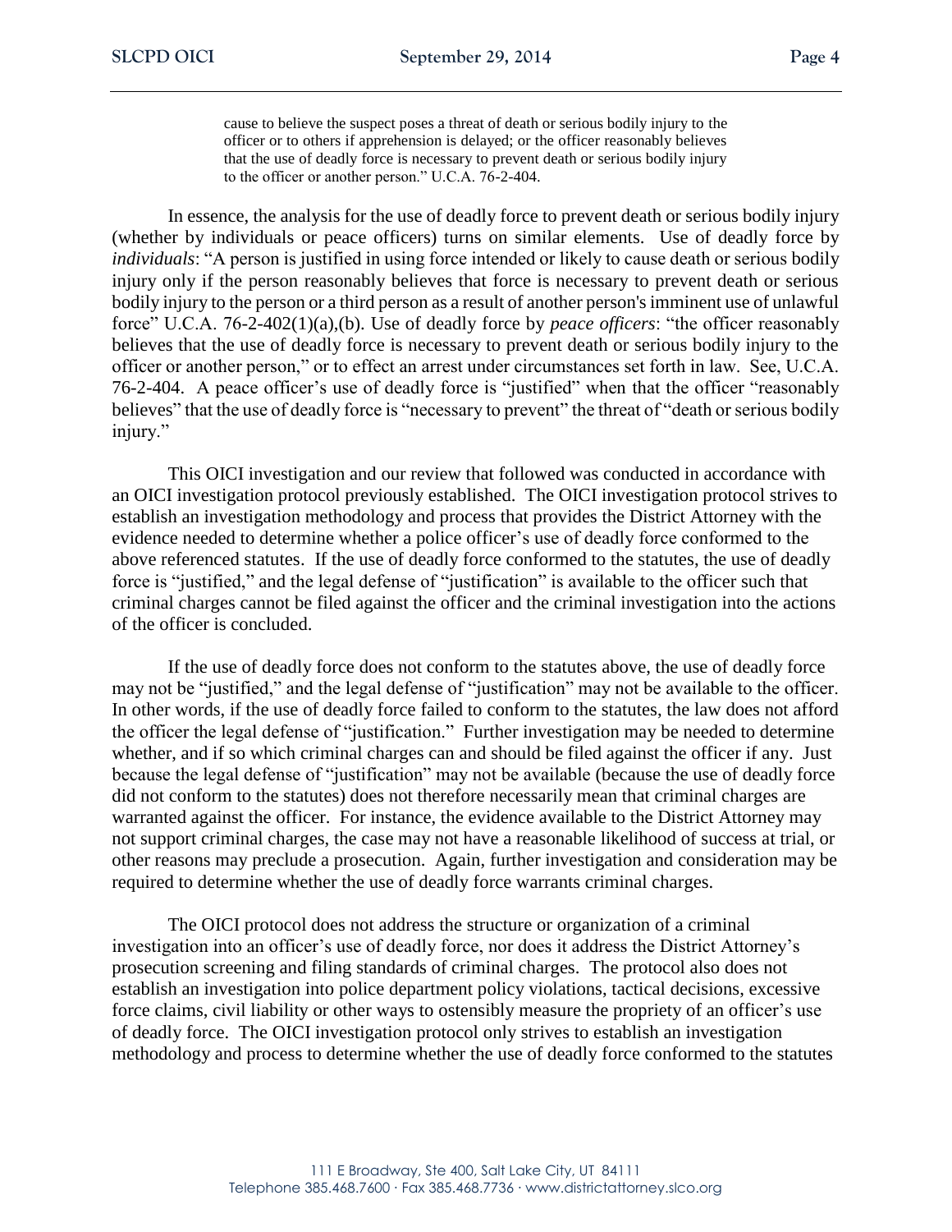> cause to believe the suspect poses a threat of death or serious bodily injury to the officer or to others if apprehension is delayed; or the officer reasonably believes that the use of deadly force is necessary to prevent death or serious bodily injury to the officer or another person." U.C.A. 76-2-404.

In essence, the analysis for the use of deadly force to prevent death or serious bodily injury (whether by individuals or peace officers) turns on similar elements. Use of deadly force by *individuals*: "A person is justified in using force intended or likely to cause death or serious bodily injury only if the person reasonably believes that force is necessary to prevent death or serious bodily injury to the person or a third person as a result of another person's imminent use of unlawful force" U.C.A. 76-2-402(1)(a),(b). Use of deadly force by *peace officers*: "the officer reasonably believes that the use of deadly force is necessary to prevent death or serious bodily injury to the officer or another person," or to effect an arrest under circumstances set forth in law. See, U.C.A. 76-2-404. A peace officer's use of deadly force is "justified" when that the officer "reasonably believes" that the use of deadly force is "necessary to prevent" the threat of "death or serious bodily injury."

This OICI investigation and our review that followed was conducted in accordance with an OICI investigation protocol previously established. The OICI investigation protocol strives to establish an investigation methodology and process that provides the District Attorney with the evidence needed to determine whether a police officer's use of deadly force conformed to the above referenced statutes. If the use of deadly force conformed to the statutes, the use of deadly force is "justified," and the legal defense of "justification" is available to the officer such that criminal charges cannot be filed against the officer and the criminal investigation into the actions of the officer is concluded.

If the use of deadly force does not conform to the statutes above, the use of deadly force may not be "justified," and the legal defense of "justification" may not be available to the officer. In other words, if the use of deadly force failed to conform to the statutes, the law does not afford the officer the legal defense of "justification." Further investigation may be needed to determine whether, and if so which criminal charges can and should be filed against the officer if any. Just because the legal defense of "justification" may not be available (because the use of deadly force did not conform to the statutes) does not therefore necessarily mean that criminal charges are warranted against the officer. For instance, the evidence available to the District Attorney may not support criminal charges, the case may not have a reasonable likelihood of success at trial, or other reasons may preclude a prosecution. Again, further investigation and consideration may be required to determine whether the use of deadly force warrants criminal charges.

The OICI protocol does not address the structure or organization of a criminal investigation into an officer's use of deadly force, nor does it address the District Attorney's prosecution screening and filing standards of criminal charges. The protocol also does not establish an investigation into police department policy violations, tactical decisions, excessive force claims, civil liability or other ways to ostensibly measure the propriety of an officer's use of deadly force. The OICI investigation protocol only strives to establish an investigation methodology and process to determine whether the use of deadly force conformed to the statutes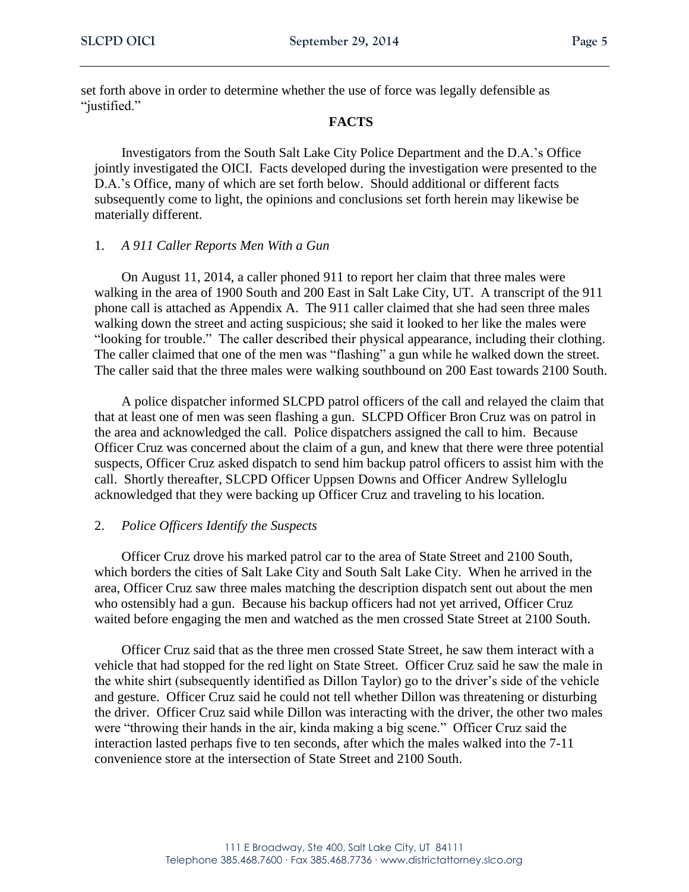set forth above in order to determine whether the use of force was legally defensible as "justified."

## FACTS

Investigators from the South Salt Lake City Police Department and the D.A.'s Office jointly investigated the OICI. Facts developed during the investigation were presented to the D.A.'s Office, many of which are set forth below. Should additional or different facts subsequently come to light, the opinions and conclusions set forth herein may likewise be materially different.

### 1. *A 911 Caller Reports Men With a Gun*

On August 11, 2014, a caller phoned 911 to report her claim that three males were walking in the area of 1900 South and 200 East in Salt Lake City, UT. A transcript of the 911 phone call is attached as Appendix A. The 911 caller claimed that she had seen three males walking down the street and acting suspicious; she said it looked to her like the males were "looking for trouble." The caller described their physical appearance, including their clothing. The caller claimed that one of the men was "flashing" a gun while he walked down the street. The caller said that the three males were walking southbound on 200 East towards 2100 South.

A police dispatcher informed SLCPD patrol officers of the call and relayed the claim that that at least one of men was seen flashing a gun. SLCPD Officer Bron Cruz was on patrol in the area and acknowledged the call. Police dispatchers assigned the call to him. Because Officer Cruz was concerned about the claim of a gun, and knew that there were three potential suspects, Officer Cruz asked dispatch to send him backup patrol officers to assist him with the call. Shortly thereafter, SLCPD Officer Uppsen Downs and Officer Andrew Sylleloglu acknowledged that they were backing up Officer Cruz and traveling to his location.

### 2. *Police Officers Identify the Suspects*

Officer Cruz drove his marked patrol car to the area of State Street and 2100 South, which borders the cities of Salt Lake City and South Salt Lake City. When he arrived in the area, Officer Cruz saw three males matching the description dispatch sent out about the men who ostensibly had a gun. Because his backup officers had not yet arrived, Officer Cruz waited before engaging the men and watched as the men crossed State Street at 2100 South.

Officer Cruz said that as the three men crossed State Street, he saw them interact with a vehicle that had stopped for the red light on State Street. Officer Cruz said he saw the male in the white shirt (subsequently identified as Dillon Taylor) go to the driver's side of the vehicle and gesture. Officer Cruz said he could not tell whether Dillon was threatening or disturbing the driver. Officer Cruz said while Dillon was interacting with the driver, the other two males were "throwing their hands in the air, kinda making a big scene." Officer Cruz said the interaction lasted perhaps five to ten seconds, after which the males walked into the 7-11 convenience store at the intersection of State Street and 2100 South.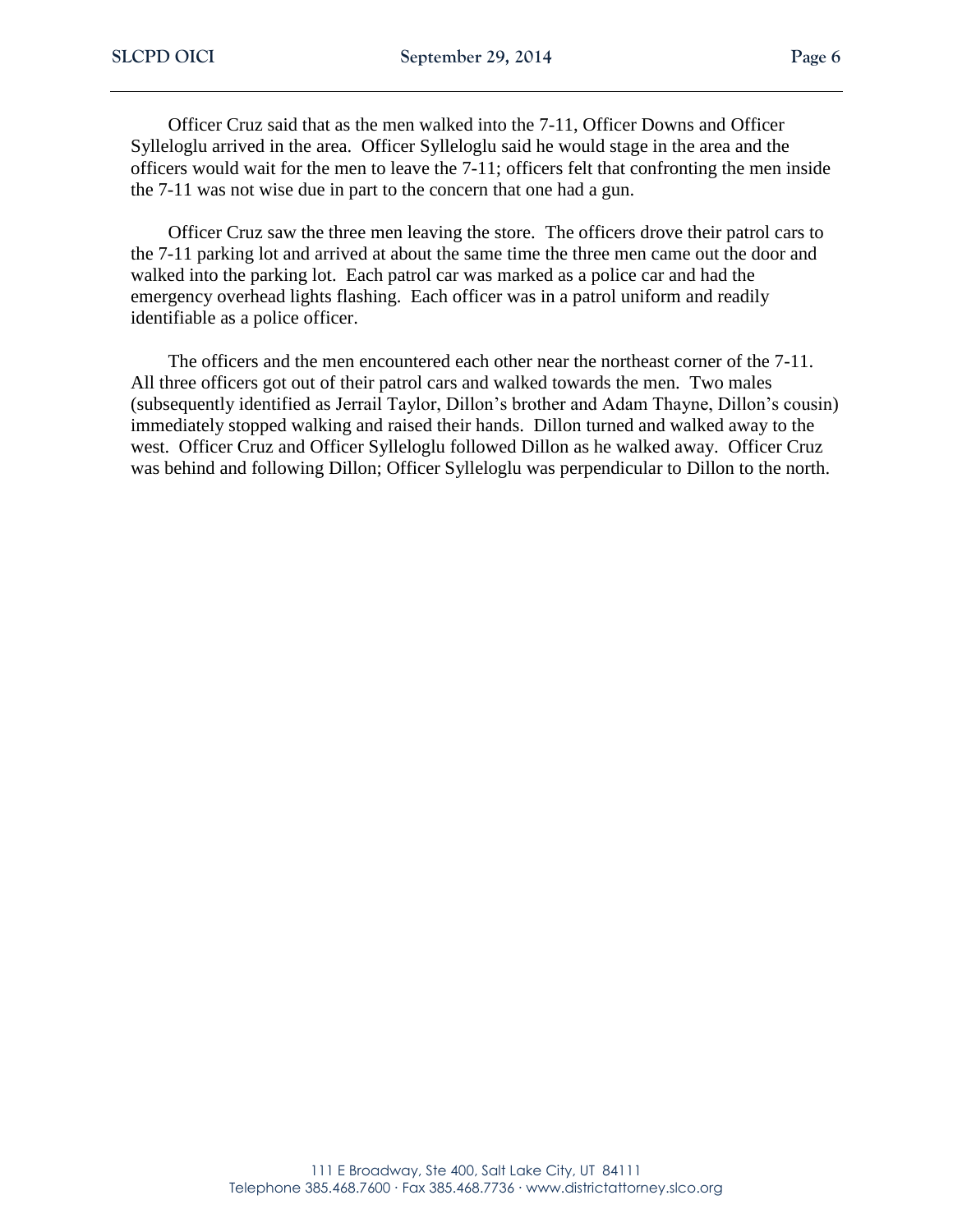Officer Cruz said that as the men walked into the 7-11, Officer Downs and Officer Sylleloglu arrived in the area. Officer Sylleloglu said he would stage in the area and the officers would wait for the men to leave the 7-11; officers felt that confronting the men inside the 7-11 was not wise due in part to the concern that one had a gun.

Officer Cruz saw the three men leaving the store. The officers drove their patrol cars to the 7-11 parking lot and arrived at about the same time the three men came out the door and walked into the parking lot. Each patrol car was marked as a police car and had the emergency overhead lights flashing. Each officer was in a patrol uniform and readily identifiable as a police officer.

The officers and the men encountered each other near the northeast corner of the 7-11. All three officers got out of their patrol cars and walked towards the men. Two males (subsequently identified as Jerrail Taylor, Dillon's brother and Adam Thayne, Dillon's cousin) immediately stopped walking and raised their hands. Dillon turned and walked away to the west. Officer Cruz and Officer Sylleloglu followed Dillon as he walked away. Officer Cruz was behind and following Dillon; Officer Sylleloglu was perpendicular to Dillon to the north.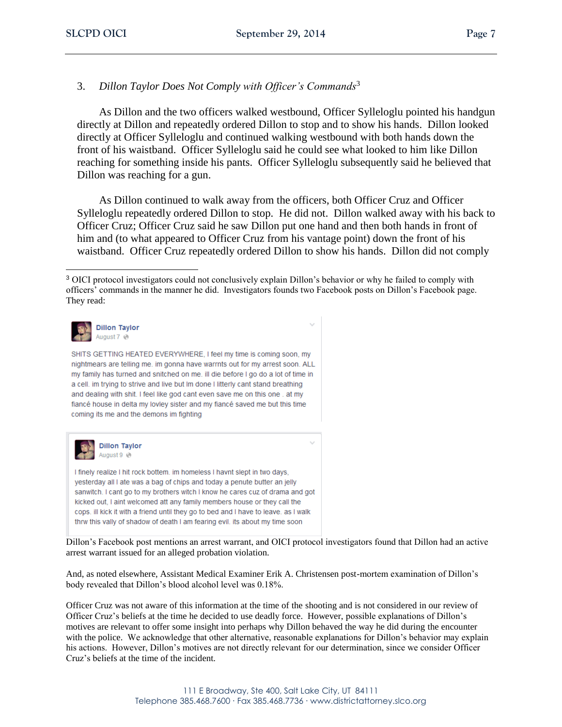3. *Dillon Taylor Does Not Comply with Officer's Commands*[3]

As Dillon and the two officers walked westbound, Officer Sylleloglu pointed his handgun directly at Dillon and repeatedly ordered Dillon to stop and to show his hands. Dillon looked directly at Officer Sylleloglu and continued walking westbound with both hands down the front of his waistband. Officer Sylleloglu said he could see what looked to him like Dillon reaching for something inside his pants. Officer Sylleloglu subsequently said he believed that Dillon was reaching for a gun.

As Dillon continued to walk away from the officers, both Officer Cruz and Officer Sylleloglu repeatedly ordered Dillon to stop. He did not. Dillon walked away with his back to Officer Cruz; Officer Cruz said he saw Dillon put one hand and then both hands in front of him and (to what appeared to Officer Cruz from his vantage point) down the front of his waistband. Officer Cruz repeatedly ordered Dillon to show his hands. Dillon did not comply

---

[3] OICI protocol investigators could not conclusively explain Dillon's behavior or why he failed to comply with officers' commands in the manner he did. Investigators founds two Facebook posts on Dillon's Facebook page. They read:

> **Dillon Taylor**
> August 7
>
> SHITS GETTING HEATED EVERYWHERE, I feel my time is coming soon, my nightmears are telling me. im gonna have warrnts out for my arrest soon. ALL my family has turned and snitched on me. ill die before I go do a lot of time in a cell. im trying to strive and live but Im done I litterly cant stand breathing and dealing with shit. I feel like god cant even save me on this one . at my fiancé house in delta my lovley sister and my fiancé saved me but this time coming its me and the demons im fighting

> **Dillon Taylor**
> August 9
>
> I finely realize I hit rock bottem. im homeless I havnt slept in two days, yesterday all I ate was a bag of chips and today a penute butter an jelly sanwitch. I cant go to my brothers witch I know he cares cuz of drama and got kicked out, I aint welcomed att any family members house or they call the cops. ill kick it with a friend until they go to bed and I have to leave. as I walk thrw this vally of shadow of death I am fearing evil. its about my time soon

Dillon's Facebook post mentions an arrest warrant, and OICI protocol investigators found that Dillon had an active arrest warrant issued for an alleged probation violation.

And, as noted elsewhere, Assistant Medical Examiner Erik A. Christensen post-mortem examination of Dillon's body revealed that Dillon's blood alcohol level was 0.18%.

Officer Cruz was not aware of this information at the time of the shooting and is not considered in our review of Officer Cruz's beliefs at the time he decided to use deadly force. However, possible explanations of Dillon's motives are relevant to offer some insight into perhaps why Dillon behaved the way he did during the encounter with the police. We acknowledge that other alternative, reasonable explanations for Dillon's behavior may explain his actions. However, Dillon's motives are not directly relevant for our determination, since we consider Officer Cruz's beliefs at the time of the incident.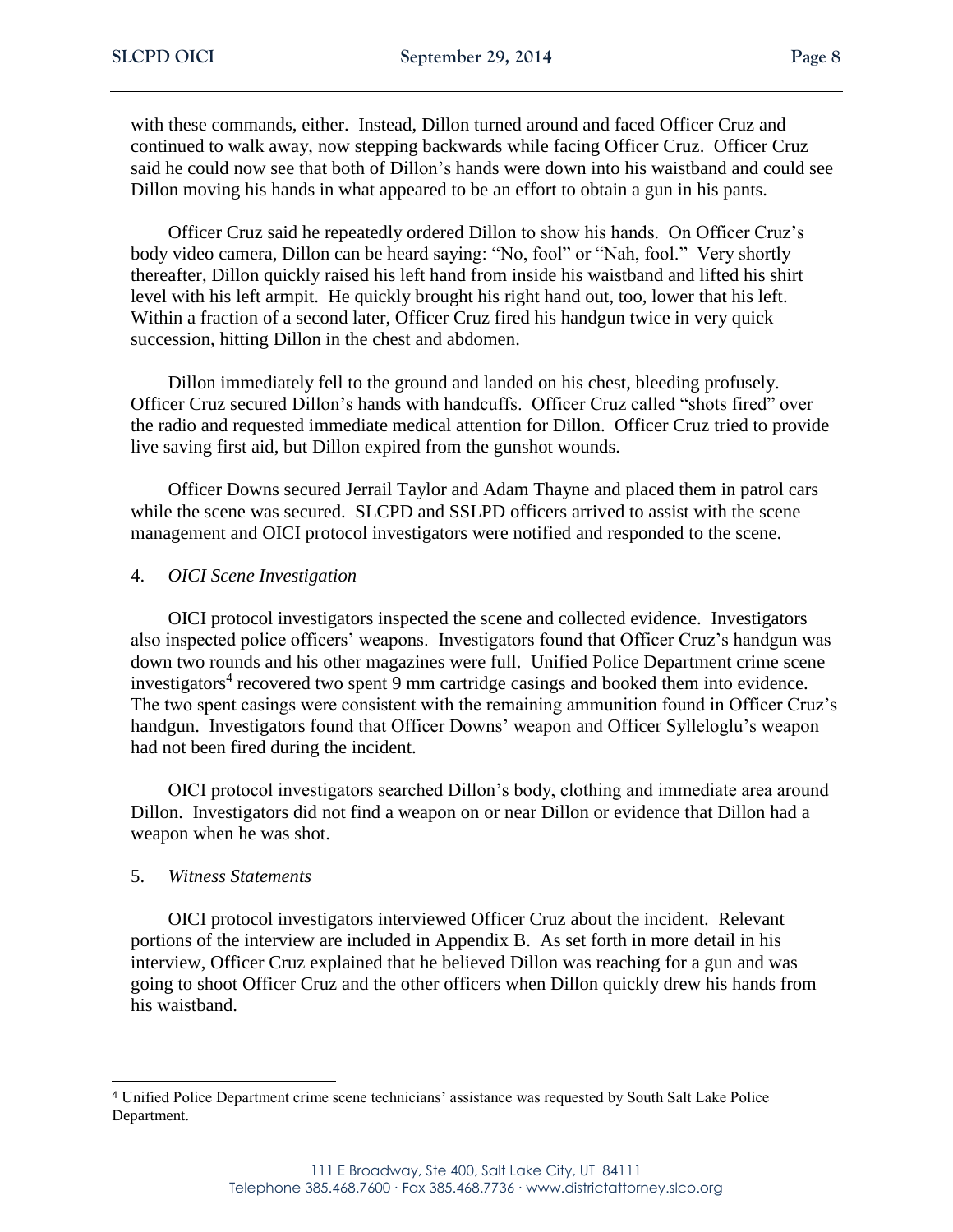with these commands, either. Instead, Dillon turned around and faced Officer Cruz and continued to walk away, now stepping backwards while facing Officer Cruz. Officer Cruz said he could now see that both of Dillon's hands were down into his waistband and could see Dillon moving his hands in what appeared to be an effort to obtain a gun in his pants.

Officer Cruz said he repeatedly ordered Dillon to show his hands. On Officer Cruz's body video camera, Dillon can be heard saying: "No, fool" or "Nah, fool." Very shortly thereafter, Dillon quickly raised his left hand from inside his waistband and lifted his shirt level with his left armpit. He quickly brought his right hand out, too, lower that his left. Within a fraction of a second later, Officer Cruz fired his handgun twice in very quick succession, hitting Dillon in the chest and abdomen.

Dillon immediately fell to the ground and landed on his chest, bleeding profusely. Officer Cruz secured Dillon's hands with handcuffs. Officer Cruz called "shots fired" over the radio and requested immediate medical attention for Dillon. Officer Cruz tried to provide live saving first aid, but Dillon expired from the gunshot wounds.

Officer Downs secured Jerrail Taylor and Adam Thayne and placed them in patrol cars while the scene was secured. SLCPD and SSLPD officers arrived to assist with the scene management and OICI protocol investigators were notified and responded to the scene.

4. *OICI Scene Investigation*

OICI protocol investigators inspected the scene and collected evidence. Investigators also inspected police officers' weapons. Investigators found that Officer Cruz's handgun was down two rounds and his other magazines were full. Unified Police Department crime scene investigators[4] recovered two spent 9 mm cartridge casings and booked them into evidence. The two spent casings were consistent with the remaining ammunition found in Officer Cruz's handgun. Investigators found that Officer Downs' weapon and Officer Sylleloglu's weapon had not been fired during the incident.

OICI protocol investigators searched Dillon's body, clothing and immediate area around Dillon. Investigators did not find a weapon on or near Dillon or evidence that Dillon had a weapon when he was shot.

5. *Witness Statements*

OICI protocol investigators interviewed Officer Cruz about the incident. Relevant portions of the interview are included in Appendix B. As set forth in more detail in his interview, Officer Cruz explained that he believed Dillon was reaching for a gun and was going to shoot Officer Cruz and the other officers when Dillon quickly drew his hands from his waistband.

---

[4] Unified Police Department crime scene technicians' assistance was requested by South Salt Lake Police Department.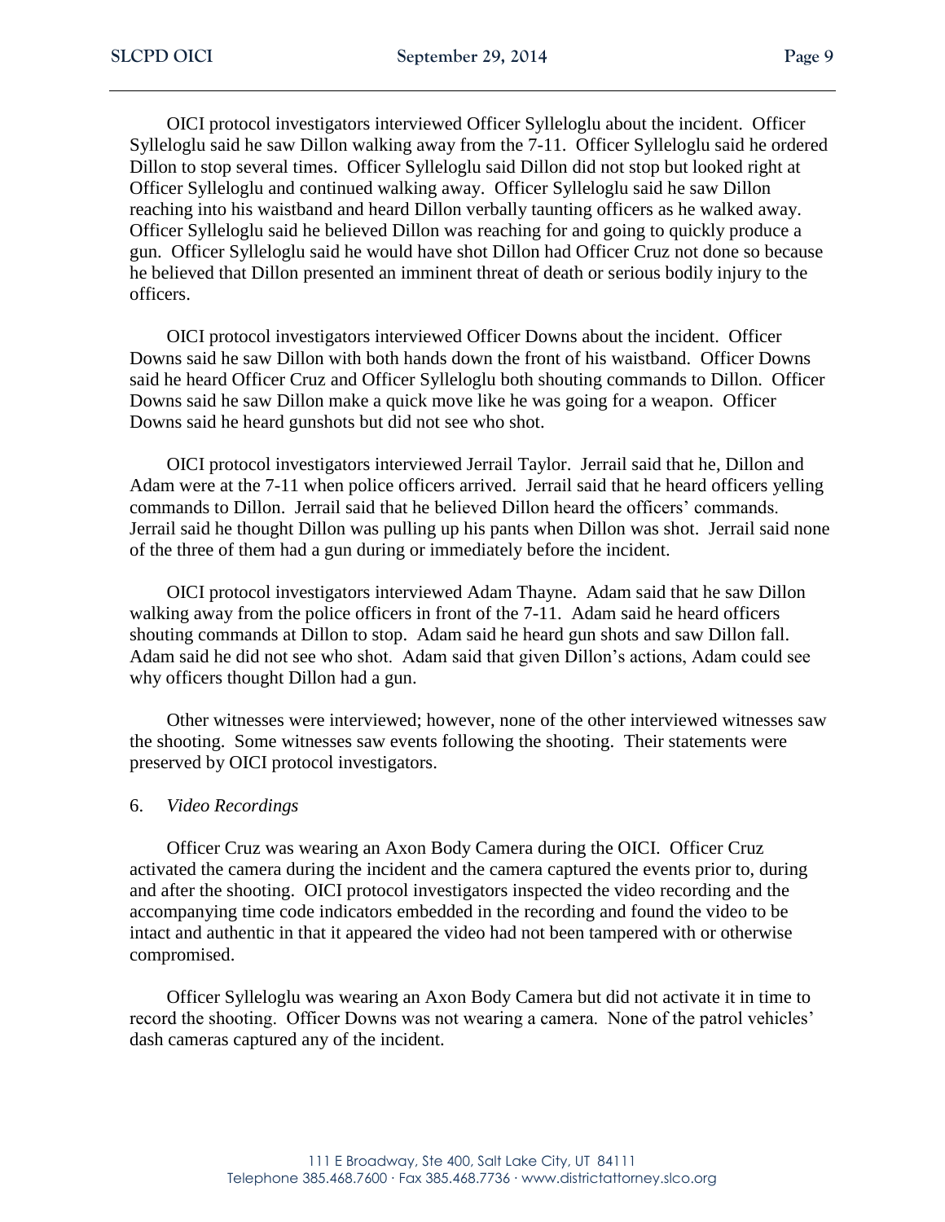OICI protocol investigators interviewed Officer Sylleloglu about the incident. Officer Sylleloglu said he saw Dillon walking away from the 7-11. Officer Sylleloglu said he ordered Dillon to stop several times. Officer Sylleloglu said Dillon did not stop but looked right at Officer Sylleloglu and continued walking away. Officer Sylleloglu said he saw Dillon reaching into his waistband and heard Dillon verbally taunting officers as he walked away. Officer Sylleloglu said he believed Dillon was reaching for and going to quickly produce a gun. Officer Sylleloglu said he would have shot Dillon had Officer Cruz not done so because he believed that Dillon presented an imminent threat of death or serious bodily injury to the officers.

OICI protocol investigators interviewed Officer Downs about the incident. Officer Downs said he saw Dillon with both hands down the front of his waistband. Officer Downs said he heard Officer Cruz and Officer Sylleloglu both shouting commands to Dillon. Officer Downs said he saw Dillon make a quick move like he was going for a weapon. Officer Downs said he heard gunshots but did not see who shot.

OICI protocol investigators interviewed Jerrail Taylor. Jerrail said that he, Dillon and Adam were at the 7-11 when police officers arrived. Jerrail said that he heard officers yelling commands to Dillon. Jerrail said that he believed Dillon heard the officers' commands. Jerrail said he thought Dillon was pulling up his pants when Dillon was shot. Jerrail said none of the three of them had a gun during or immediately before the incident.

OICI protocol investigators interviewed Adam Thayne. Adam said that he saw Dillon walking away from the police officers in front of the 7-11. Adam said he heard officers shouting commands at Dillon to stop. Adam said he heard gun shots and saw Dillon fall. Adam said he did not see who shot. Adam said that given Dillon's actions, Adam could see why officers thought Dillon had a gun.

Other witnesses were interviewed; however, none of the other interviewed witnesses saw the shooting. Some witnesses saw events following the shooting. Their statements were preserved by OICI protocol investigators.

6. *Video Recordings*

Officer Cruz was wearing an Axon Body Camera during the OICI. Officer Cruz activated the camera during the incident and the camera captured the events prior to, during and after the shooting. OICI protocol investigators inspected the video recording and the accompanying time code indicators embedded in the recording and found the video to be intact and authentic in that it appeared the video had not been tampered with or otherwise compromised.

Officer Sylleloglu was wearing an Axon Body Camera but did not activate it in time to record the shooting. Officer Downs was not wearing a camera. None of the patrol vehicles' dash cameras captured any of the incident.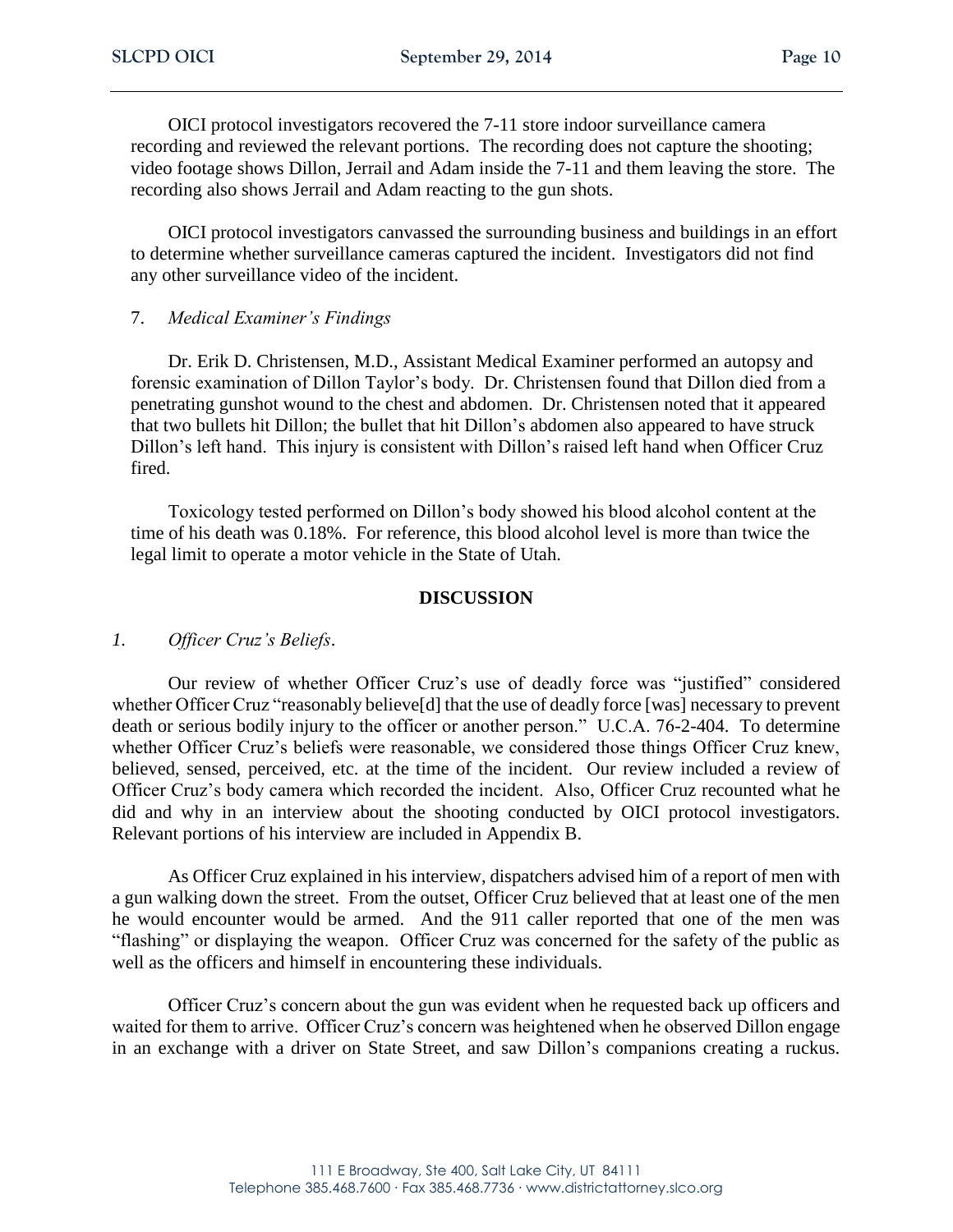OICI protocol investigators recovered the 7-11 store indoor surveillance camera recording and reviewed the relevant portions. The recording does not capture the shooting; video footage shows Dillon, Jerrail and Adam inside the 7-11 and them leaving the store. The recording also shows Jerrail and Adam reacting to the gun shots.

OICI protocol investigators canvassed the surrounding business and buildings in an effort to determine whether surveillance cameras captured the incident. Investigators did not find any other surveillance video of the incident.

7. *Medical Examiner's Findings*

Dr. Erik D. Christensen, M.D., Assistant Medical Examiner performed an autopsy and forensic examination of Dillon Taylor's body. Dr. Christensen found that Dillon died from a penetrating gunshot wound to the chest and abdomen. Dr. Christensen noted that it appeared that two bullets hit Dillon; the bullet that hit Dillon's abdomen also appeared to have struck Dillon's left hand. This injury is consistent with Dillon's raised left hand when Officer Cruz fired.

Toxicology tested performed on Dillon's body showed his blood alcohol content at the time of his death was 0.18%. For reference, this blood alcohol level is more than twice the legal limit to operate a motor vehicle in the State of Utah.

## DISCUSSION

*1. Officer Cruz's Beliefs.*

Our review of whether Officer Cruz's use of deadly force was "justified" considered whether Officer Cruz "reasonably believe[d] that the use of deadly force [was] necessary to prevent death or serious bodily injury to the officer or another person." U.C.A. 76-2-404. To determine whether Officer Cruz's beliefs were reasonable, we considered those things Officer Cruz knew, believed, sensed, perceived, etc. at the time of the incident. Our review included a review of Officer Cruz's body camera which recorded the incident. Also, Officer Cruz recounted what he did and why in an interview about the shooting conducted by OICI protocol investigators. Relevant portions of his interview are included in Appendix B.

As Officer Cruz explained in his interview, dispatchers advised him of a report of men with a gun walking down the street. From the outset, Officer Cruz believed that at least one of the men he would encounter would be armed. And the 911 caller reported that one of the men was "flashing" or displaying the weapon. Officer Cruz was concerned for the safety of the public as well as the officers and himself in encountering these individuals.

Officer Cruz's concern about the gun was evident when he requested back up officers and waited for them to arrive. Officer Cruz's concern was heightened when he observed Dillon engage in an exchange with a driver on State Street, and saw Dillon's companions creating a ruckus.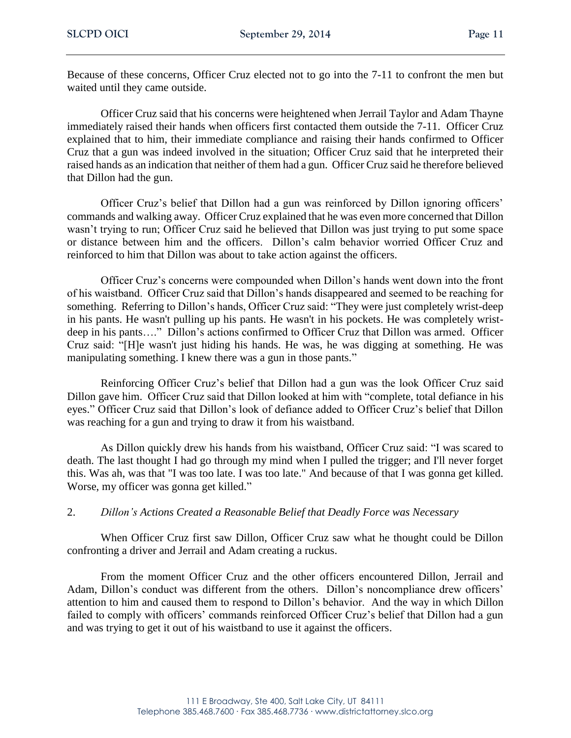Because of these concerns, Officer Cruz elected not to go into the 7-11 to confront the men but waited until they came outside.

Officer Cruz said that his concerns were heightened when Jerrail Taylor and Adam Thayne immediately raised their hands when officers first contacted them outside the 7-11. Officer Cruz explained that to him, their immediate compliance and raising their hands confirmed to Officer Cruz that a gun was indeed involved in the situation; Officer Cruz said that he interpreted their raised hands as an indication that neither of them had a gun. Officer Cruz said he therefore believed that Dillon had the gun.

Officer Cruz's belief that Dillon had a gun was reinforced by Dillon ignoring officers' commands and walking away. Officer Cruz explained that he was even more concerned that Dillon wasn't trying to run; Officer Cruz said he believed that Dillon was just trying to put some space or distance between him and the officers. Dillon's calm behavior worried Officer Cruz and reinforced to him that Dillon was about to take action against the officers.

Officer Cruz's concerns were compounded when Dillon's hands went down into the front of his waistband. Officer Cruz said that Dillon's hands disappeared and seemed to be reaching for something. Referring to Dillon's hands, Officer Cruz said: "They were just completely wrist-deep in his pants. He wasn't pulling up his pants. He wasn't in his pockets. He was completely wrist-deep in his pants…." Dillon's actions confirmed to Officer Cruz that Dillon was armed. Officer Cruz said: "[H]e wasn't just hiding his hands. He was, he was digging at something. He was manipulating something. I knew there was a gun in those pants."

Reinforcing Officer Cruz's belief that Dillon had a gun was the look Officer Cruz said Dillon gave him. Officer Cruz said that Dillon looked at him with "complete, total defiance in his eyes." Officer Cruz said that Dillon's look of defiance added to Officer Cruz's belief that Dillon was reaching for a gun and trying to draw it from his waistband.

As Dillon quickly drew his hands from his waistband, Officer Cruz said: "I was scared to death. The last thought I had go through my mind when I pulled the trigger; and I'll never forget this. Was ah, was that "I was too late. I was too late." And because of that I was gonna get killed. Worse, my officer was gonna get killed."

2. *Dillon's Actions Created a Reasonable Belief that Deadly Force was Necessary*

When Officer Cruz first saw Dillon, Officer Cruz saw what he thought could be Dillon confronting a driver and Jerrail and Adam creating a ruckus.

From the moment Officer Cruz and the other officers encountered Dillon, Jerrail and Adam, Dillon's conduct was different from the others. Dillon's noncompliance drew officers' attention to him and caused them to respond to Dillon's behavior. And the way in which Dillon failed to comply with officers' commands reinforced Officer Cruz's belief that Dillon had a gun and was trying to get it out of his waistband to use it against the officers.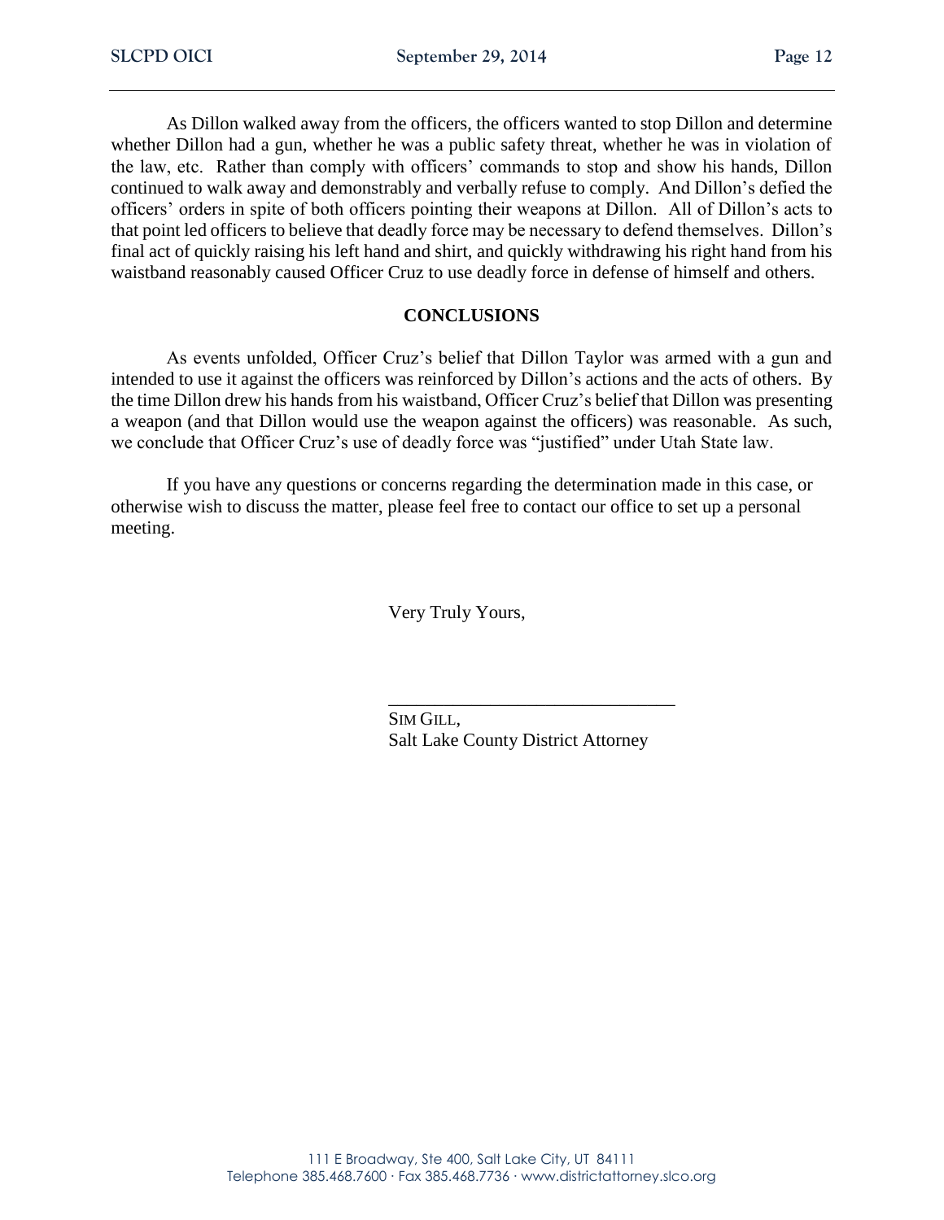As Dillon walked away from the officers, the officers wanted to stop Dillon and determine whether Dillon had a gun, whether he was a public safety threat, whether he was in violation of the law, etc. Rather than comply with officers' commands to stop and show his hands, Dillon continued to walk away and demonstrably and verbally refuse to comply. And Dillon's defied the officers' orders in spite of both officers pointing their weapons at Dillon. All of Dillon's acts to that point led officers to believe that deadly force may be necessary to defend themselves. Dillon's final act of quickly raising his left hand and shirt, and quickly withdrawing his right hand from his waistband reasonably caused Officer Cruz to use deadly force in defense of himself and others.

## CONCLUSIONS

As events unfolded, Officer Cruz's belief that Dillon Taylor was armed with a gun and intended to use it against the officers was reinforced by Dillon's actions and the acts of others. By the time Dillon drew his hands from his waistband, Officer Cruz's belief that Dillon was presenting a weapon (and that Dillon would use the weapon against the officers) was reasonable. As such, we conclude that Officer Cruz's use of deadly force was "justified" under Utah State law.

If you have any questions or concerns regarding the determination made in this case, or otherwise wish to discuss the matter, please feel free to contact our office to set up a personal meeting.

Very Truly Yours,

\_\_\_\_\_\_\_\_\_\_\_\_\_\_\_\_\_\_\_\_\_\_\_\_\_\_\_\_\_\_

SIM GILL,
Salt Lake County District Attorney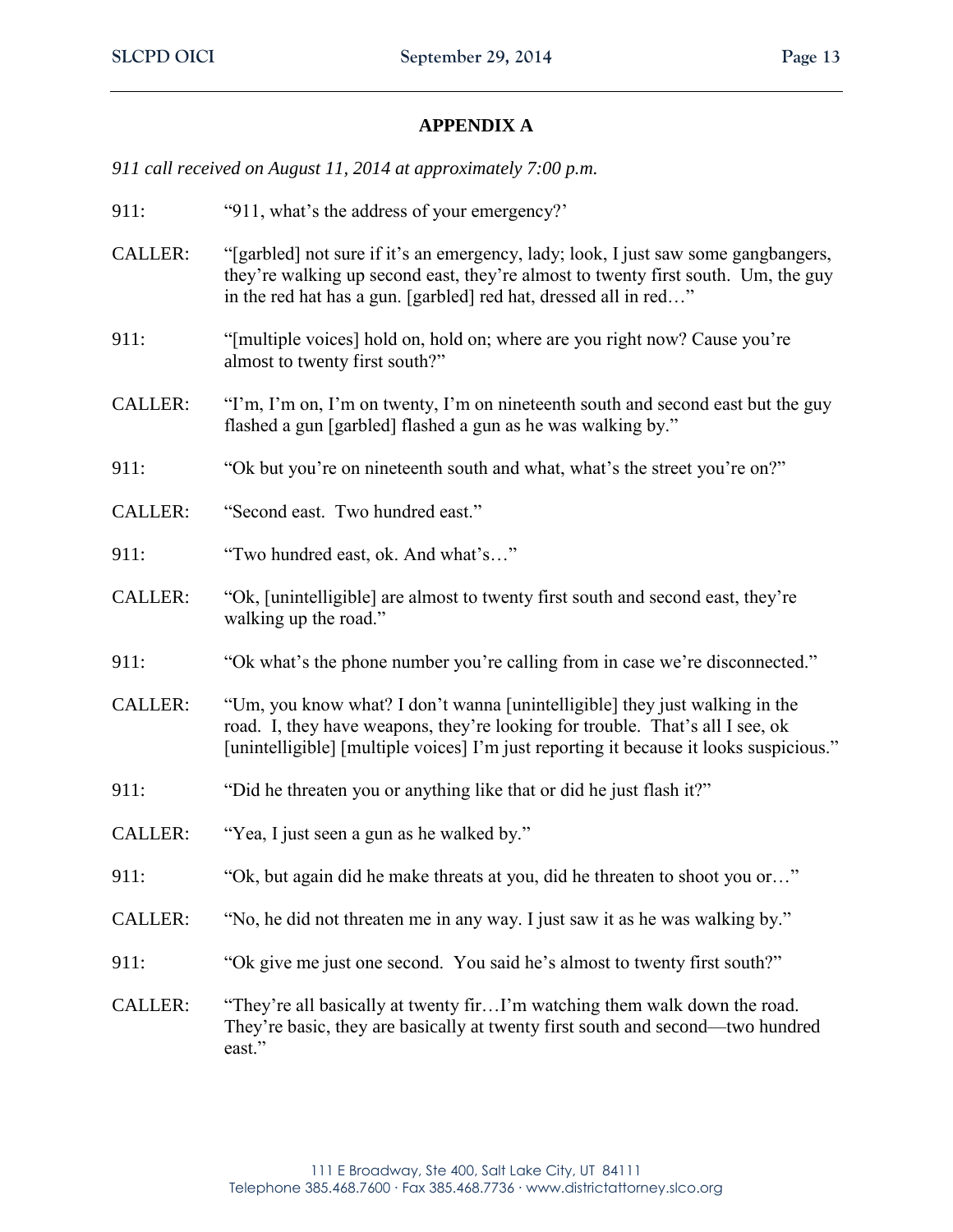## APPENDIX A

*911 call received on August 11, 2014 at approximately 7:00 p.m.*

911: "911, what's the address of your emergency?'

CALLER: "[garbled] not sure if it's an emergency, lady; look, I just saw some gangbangers, they're walking up second east, they're almost to twenty first south. Um, the guy in the red hat has a gun. [garbled] red hat, dressed all in red…"

911: "[multiple voices] hold on, hold on; where are you right now? Cause you're almost to twenty first south?"

CALLER: "I'm, I'm on, I'm on twenty, I'm on nineteenth south and second east but the guy flashed a gun [garbled] flashed a gun as he was walking by."

911: "Ok but you're on nineteenth south and what, what's the street you're on?"

CALLER: "Second east. Two hundred east."

911: "Two hundred east, ok. And what's…"

CALLER: "Ok, [unintelligible] are almost to twenty first south and second east, they're walking up the road."

911: "Ok what's the phone number you're calling from in case we're disconnected."

CALLER: "Um, you know what? I don't wanna [unintelligible] they just walking in the road. I, they have weapons, they're looking for trouble. That's all I see, ok [unintelligible] [multiple voices] I'm just reporting it because it looks suspicious."

911: "Did he threaten you or anything like that or did he just flash it?"

CALLER: "Yea, I just seen a gun as he walked by."

911: "Ok, but again did he make threats at you, did he threaten to shoot you or…"

CALLER: "No, he did not threaten me in any way. I just saw it as he was walking by."

911: "Ok give me just one second. You said he's almost to twenty first south?"

CALLER: "They're all basically at twenty fir…I'm watching them walk down the road. They're basic, they are basically at twenty first south and second—two hundred east."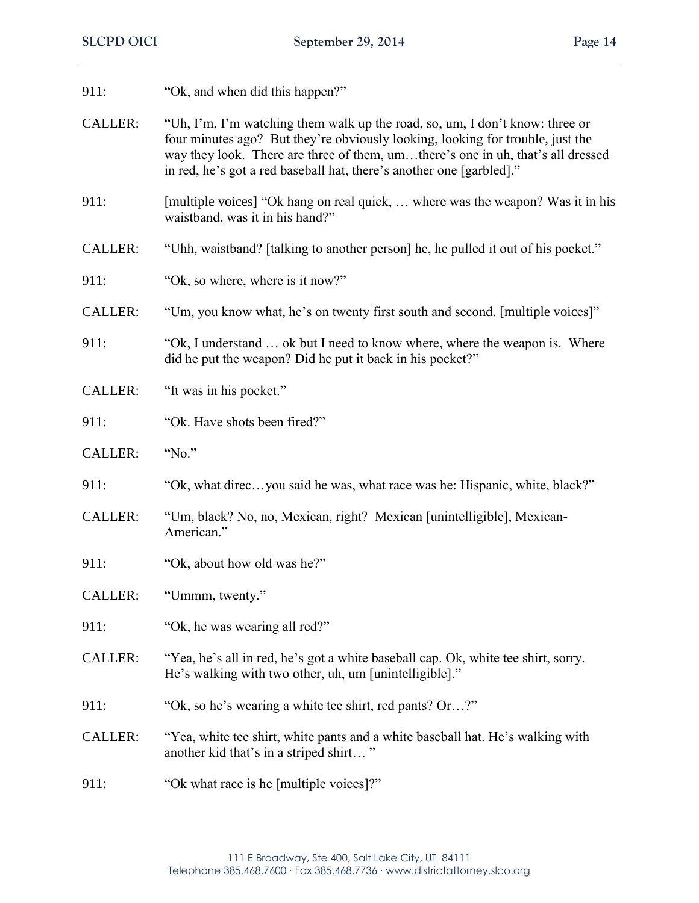911: "Ok, and when did this happen?"

CALLER: "Uh, I'm, I'm watching them walk up the road, so, um, I don't know: three or four minutes ago? But they're obviously looking, looking for trouble, just the way they look. There are three of them, um…there's one in uh, that's all dressed in red, he's got a red baseball hat, there's another one [garbled]."

911: [multiple voices] "Ok hang on real quick, … where was the weapon? Was it in his waistband, was it in his hand?"

CALLER: "Uhh, waistband? [talking to another person] he, he pulled it out of his pocket."

911: "Ok, so where, where is it now?"

CALLER: "Um, you know what, he's on twenty first south and second. [multiple voices]"

911: "Ok, I understand … ok but I need to know where, where the weapon is. Where did he put the weapon? Did he put it back in his pocket?"

CALLER: "It was in his pocket."

911: "Ok. Have shots been fired?"

CALLER: "No."

911: "Ok, what direc…you said he was, what race was he: Hispanic, white, black?"

CALLER: "Um, black? No, no, Mexican, right? Mexican [unintelligible], Mexican-American."

911: "Ok, about how old was he?"

CALLER: "Ummm, twenty."

911: "Ok, he was wearing all red?"

CALLER: "Yea, he's all in red, he's got a white baseball cap. Ok, white tee shirt, sorry. He's walking with two other, uh, um [unintelligible]."

911: "Ok, so he's wearing a white tee shirt, red pants? Or…?"

CALLER: "Yea, white tee shirt, white pants and a white baseball hat. He's walking with another kid that's in a striped shirt… "

911: "Ok what race is he [multiple voices]?"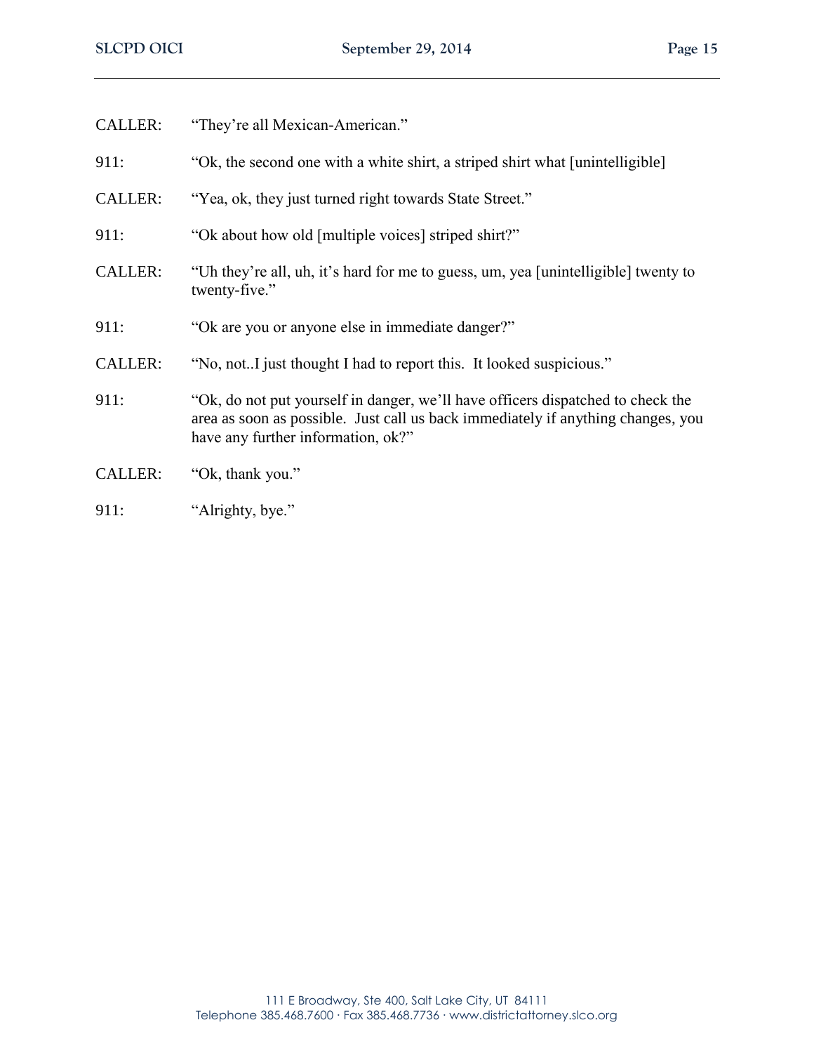CALLER: "They're all Mexican-American."

911: "Ok, the second one with a white shirt, a striped shirt what [unintelligible]

CALLER: "Yea, ok, they just turned right towards State Street."

911: "Ok about how old [multiple voices] striped shirt?"

CALLER: "Uh they're all, uh, it's hard for me to guess, um, yea [unintelligible] twenty to twenty-five."

911: "Ok are you or anyone else in immediate danger?"

CALLER: "No, not..I just thought I had to report this. It looked suspicious."

911: "Ok, do not put yourself in danger, we'll have officers dispatched to check the area as soon as possible. Just call us back immediately if anything changes, you have any further information, ok?"

CALLER: "Ok, thank you."

911: "Alrighty, bye."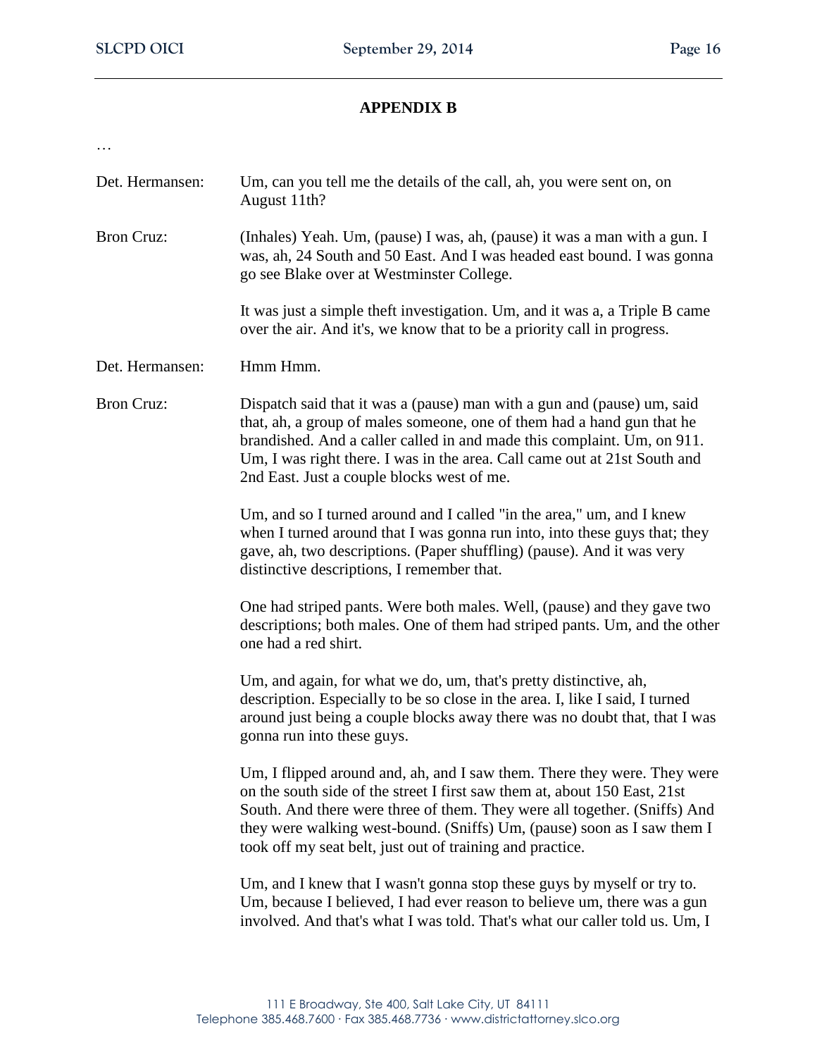## APPENDIX B

…

**Det. Hermansen:** Um, can you tell me the details of the call, ah, you were sent on, on August 11th?

**Bron Cruz:** (Inhales) Yeah. Um, (pause) I was, ah, (pause) it was a man with a gun. I was, ah, 24 South and 50 East. And I was headed east bound. I was gonna go see Blake over at Westminster College.

It was just a simple theft investigation. Um, and it was a, a Triple B came over the air. And it's, we know that to be a priority call in progress.

**Det. Hermansen:** Hmm Hmm.

**Bron Cruz:** Dispatch said that it was a (pause) man with a gun and (pause) um, said that, ah, a group of males someone, one of them had a hand gun that he brandished. And a caller called in and made this complaint. Um, on 911. Um, I was right there. I was in the area. Call came out at 21st South and 2nd East. Just a couple blocks west of me.

Um, and so I turned around and I called "in the area," um, and I knew when I turned around that I was gonna run into, into these guys that; they gave, ah, two descriptions. (Paper shuffling) (pause). And it was very distinctive descriptions, I remember that.

One had striped pants. Were both males. Well, (pause) and they gave two descriptions; both males. One of them had striped pants. Um, and the other one had a red shirt.

Um, and again, for what we do, um, that's pretty distinctive, ah, description. Especially to be so close in the area. I, like I said, I turned around just being a couple blocks away there was no doubt that, that I was gonna run into these guys.

Um, I flipped around and, ah, and I saw them. There they were. They were on the south side of the street I first saw them at, about 150 East, 21st South. And there were three of them. They were all together. (Sniffs) And they were walking west-bound. (Sniffs) Um, (pause) soon as I saw them I took off my seat belt, just out of training and practice.

Um, and I knew that I wasn't gonna stop these guys by myself or try to. Um, because I believed, I had ever reason to believe um, there was a gun involved. And that's what I was told. That's what our caller told us. Um, I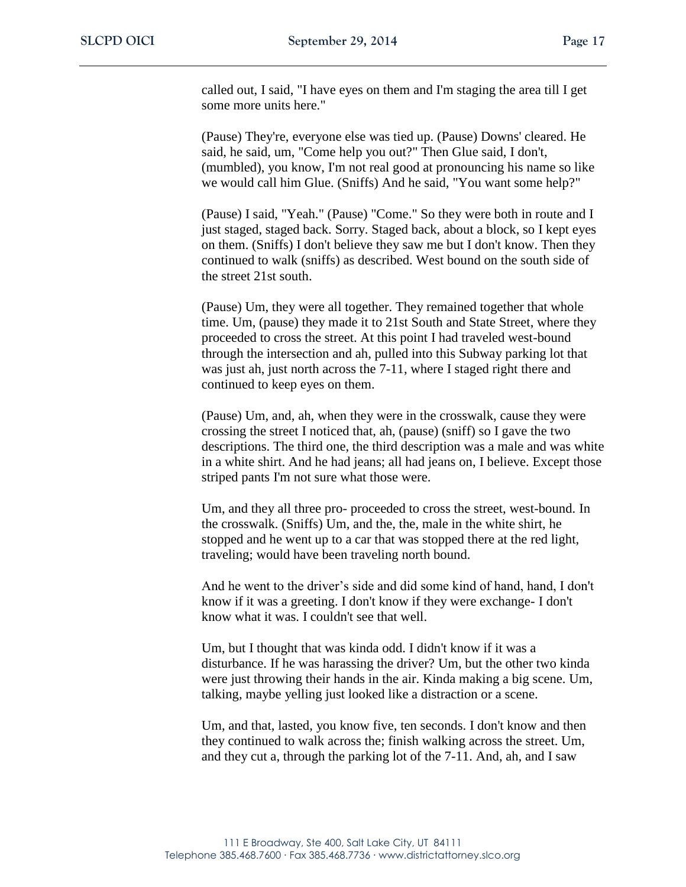called out, I said, "I have eyes on them and I'm staging the area till I get some more units here."

(Pause) They're, everyone else was tied up. (Pause) Downs' cleared. He said, he said, um, "Come help you out?" Then Glue said, I don't, (mumbled), you know, I'm not real good at pronouncing his name so like we would call him Glue. (Sniffs) And he said, "You want some help?"

(Pause) I said, "Yeah." (Pause) "Come." So they were both in route and I just staged, staged back. Sorry. Staged back, about a block, so I kept eyes on them. (Sniffs) I don't believe they saw me but I don't know. Then they continued to walk (sniffs) as described. West bound on the south side of the street 21st south.

(Pause) Um, they were all together. They remained together that whole time. Um, (pause) they made it to 21st South and State Street, where they proceeded to cross the street. At this point I had traveled west-bound through the intersection and ah, pulled into this Subway parking lot that was just ah, just north across the 7-11, where I staged right there and continued to keep eyes on them.

(Pause) Um, and, ah, when they were in the crosswalk, cause they were crossing the street I noticed that, ah, (pause) (sniff) so I gave the two descriptions. The third one, the third description was a male and was white in a white shirt. And he had jeans; all had jeans on, I believe. Except those striped pants I'm not sure what those were.

Um, and they all three pro- proceeded to cross the street, west-bound. In the crosswalk. (Sniffs) Um, and the, the, male in the white shirt, he stopped and he went up to a car that was stopped there at the red light, traveling; would have been traveling north bound.

And he went to the driver's side and did some kind of hand, hand, I don't know if it was a greeting. I don't know if they were exchange- I don't know what it was. I couldn't see that well.

Um, but I thought that was kinda odd. I didn't know if it was a disturbance. If he was harassing the driver? Um, but the other two kinda were just throwing their hands in the air. Kinda making a big scene. Um, talking, maybe yelling just looked like a distraction or a scene.

Um, and that, lasted, you know five, ten seconds. I don't know and then they continued to walk across the; finish walking across the street. Um, and they cut a, through the parking lot of the 7-11. And, ah, and I saw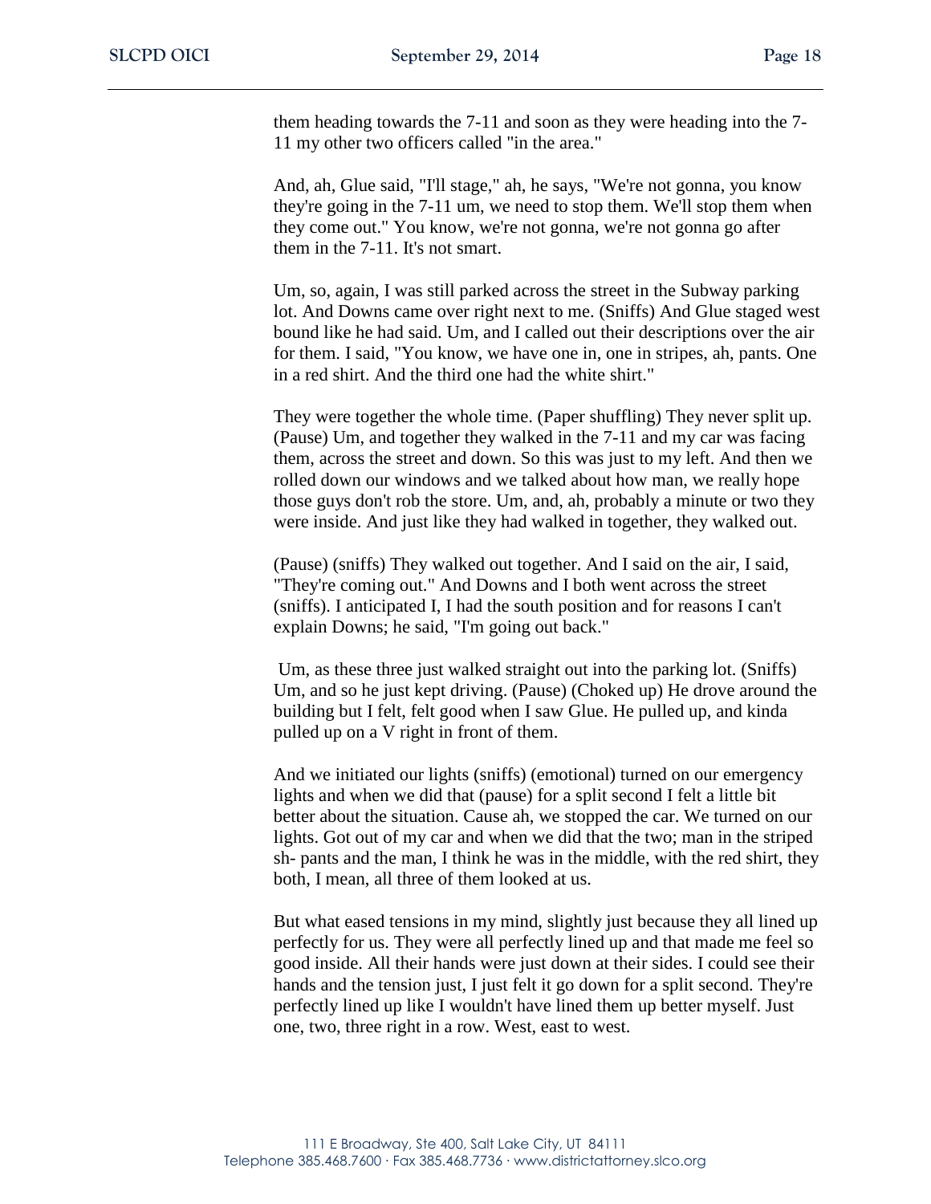them heading towards the 7-11 and soon as they were heading into the 7-11 my other two officers called "in the area."

And, ah, Glue said, "I'll stage," ah, he says, "We're not gonna, you know they're going in the 7-11 um, we need to stop them. We'll stop them when they come out." You know, we're not gonna, we're not gonna go after them in the 7-11. It's not smart.

Um, so, again, I was still parked across the street in the Subway parking lot. And Downs came over right next to me. (Sniffs) And Glue staged west bound like he had said. Um, and I called out their descriptions over the air for them. I said, "You know, we have one in, one in stripes, ah, pants. One in a red shirt. And the third one had the white shirt."

They were together the whole time. (Paper shuffling) They never split up. (Pause) Um, and together they walked in the 7-11 and my car was facing them, across the street and down. So this was just to my left. And then we rolled down our windows and we talked about how man, we really hope those guys don't rob the store. Um, and, ah, probably a minute or two they were inside. And just like they had walked in together, they walked out.

(Pause) (sniffs) They walked out together. And I said on the air, I said, "They're coming out." And Downs and I both went across the street (sniffs). I anticipated I, I had the south position and for reasons I can't explain Downs; he said, "I'm going out back."

Um, as these three just walked straight out into the parking lot. (Sniffs) Um, and so he just kept driving. (Pause) (Choked up) He drove around the building but I felt, felt good when I saw Glue. He pulled up, and kinda pulled up on a V right in front of them.

And we initiated our lights (sniffs) (emotional) turned on our emergency lights and when we did that (pause) for a split second I felt a little bit better about the situation. Cause ah, we stopped the car. We turned on our lights. Got out of my car and when we did that the two; man in the striped sh- pants and the man, I think he was in the middle, with the red shirt, they both, I mean, all three of them looked at us.

But what eased tensions in my mind, slightly just because they all lined up perfectly for us. They were all perfectly lined up and that made me feel so good inside. All their hands were just down at their sides. I could see their hands and the tension just, I just felt it go down for a split second. They're perfectly lined up like I wouldn't have lined them up better myself. Just one, two, three right in a row. West, east to west.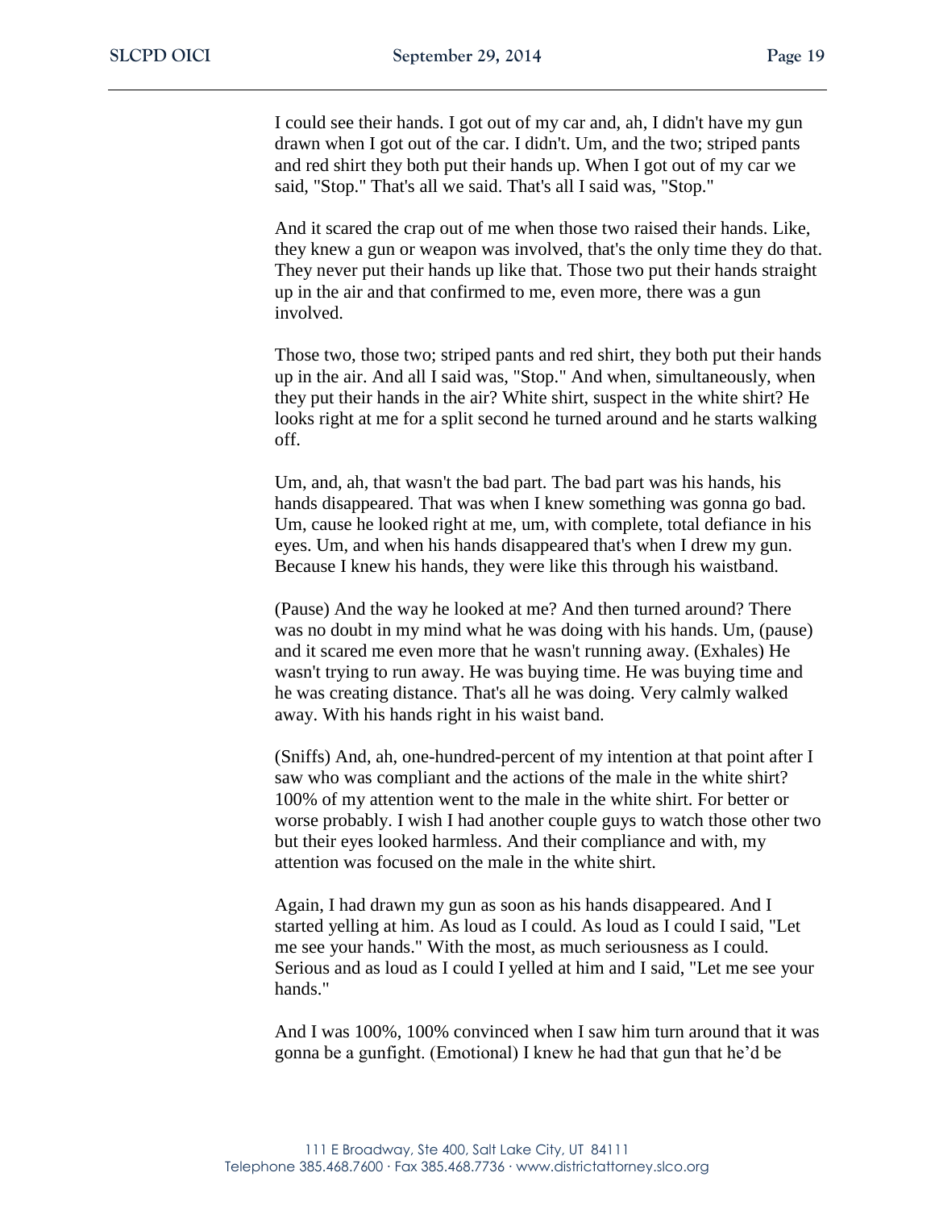I could see their hands. I got out of my car and, ah, I didn't have my gun drawn when I got out of the car. I didn't. Um, and the two; striped pants and red shirt they both put their hands up. When I got out of my car we said, "Stop." That's all we said. That's all I said was, "Stop."

And it scared the crap out of me when those two raised their hands. Like, they knew a gun or weapon was involved, that's the only time they do that. They never put their hands up like that. Those two put their hands straight up in the air and that confirmed to me, even more, there was a gun involved.

Those two, those two; striped pants and red shirt, they both put their hands up in the air. And all I said was, "Stop." And when, simultaneously, when they put their hands in the air? White shirt, suspect in the white shirt? He looks right at me for a split second he turned around and he starts walking off.

Um, and, ah, that wasn't the bad part. The bad part was his hands, his hands disappeared. That was when I knew something was gonna go bad. Um, cause he looked right at me, um, with complete, total defiance in his eyes. Um, and when his hands disappeared that's when I drew my gun. Because I knew his hands, they were like this through his waistband.

(Pause) And the way he looked at me? And then turned around? There was no doubt in my mind what he was doing with his hands. Um, (pause) and it scared me even more that he wasn't running away. (Exhales) He wasn't trying to run away. He was buying time. He was buying time and he was creating distance. That's all he was doing. Very calmly walked away. With his hands right in his waist band.

(Sniffs) And, ah, one-hundred-percent of my intention at that point after I saw who was compliant and the actions of the male in the white shirt? 100% of my attention went to the male in the white shirt. For better or worse probably. I wish I had another couple guys to watch those other two but their eyes looked harmless. And their compliance and with, my attention was focused on the male in the white shirt.

Again, I had drawn my gun as soon as his hands disappeared. And I started yelling at him. As loud as I could. As loud as I could I said, "Let me see your hands." With the most, as much seriousness as I could. Serious and as loud as I could I yelled at him and I said, "Let me see your hands."

And I was 100%, 100% convinced when I saw him turn around that it was gonna be a gunfight. (Emotional) I knew he had that gun that he'd be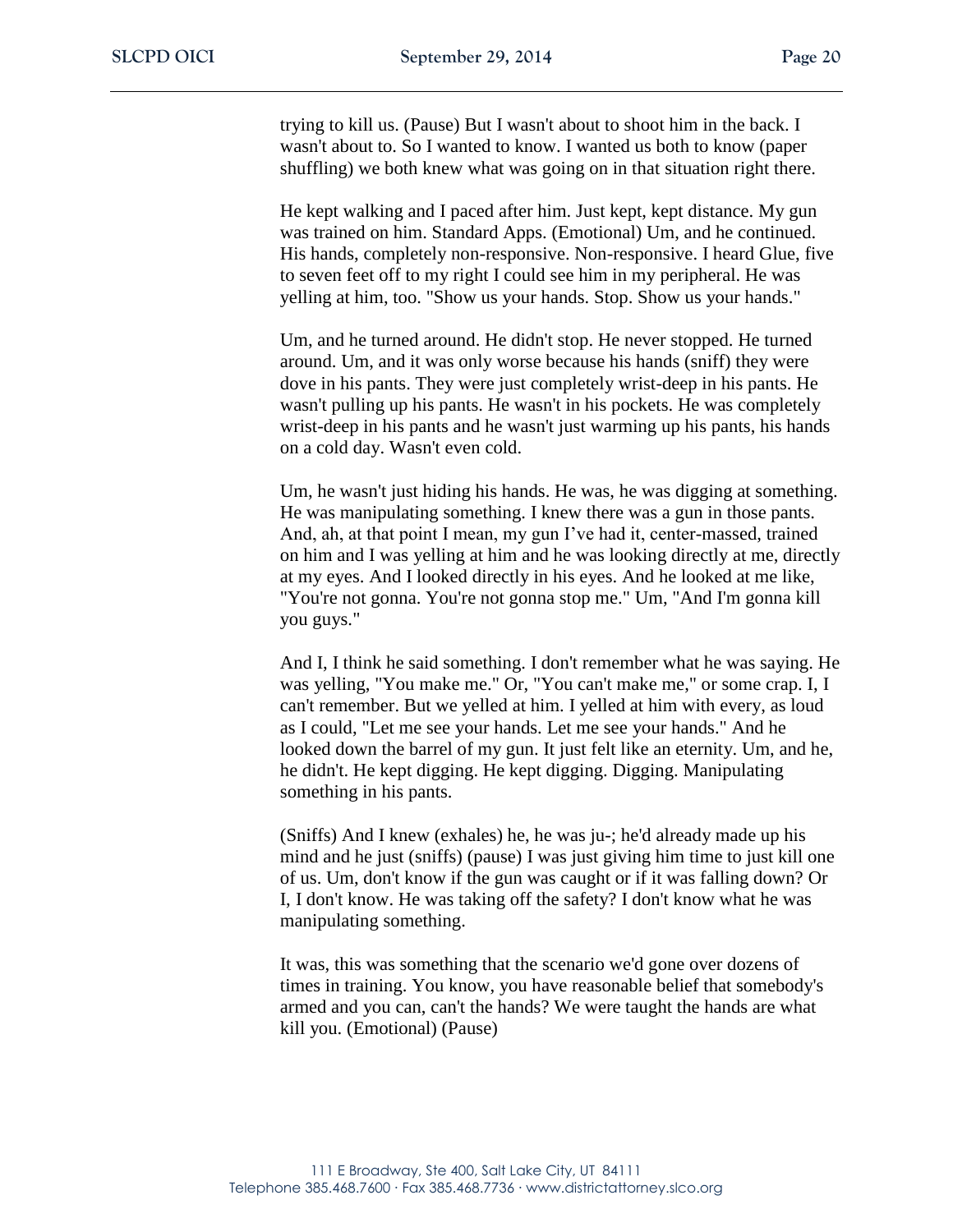trying to kill us. (Pause) But I wasn't about to shoot him in the back. I wasn't about to. So I wanted to know. I wanted us both to know (paper shuffling) we both knew what was going on in that situation right there.

He kept walking and I paced after him. Just kept, kept distance. My gun was trained on him. Standard Apps. (Emotional) Um, and he continued. His hands, completely non-responsive. Non-responsive. I heard Glue, five to seven feet off to my right I could see him in my peripheral. He was yelling at him, too. "Show us your hands. Stop. Show us your hands."

Um, and he turned around. He didn't stop. He never stopped. He turned around. Um, and it was only worse because his hands (sniff) they were dove in his pants. They were just completely wrist-deep in his pants. He wasn't pulling up his pants. He wasn't in his pockets. He was completely wrist-deep in his pants and he wasn't just warming up his pants, his hands on a cold day. Wasn't even cold.

Um, he wasn't just hiding his hands. He was, he was digging at something. He was manipulating something. I knew there was a gun in those pants. And, ah, at that point I mean, my gun I've had it, center-massed, trained on him and I was yelling at him and he was looking directly at me, directly at my eyes. And I looked directly in his eyes. And he looked at me like, "You're not gonna. You're not gonna stop me." Um, "And I'm gonna kill you guys."

And I, I think he said something. I don't remember what he was saying. He was yelling, "You make me." Or, "You can't make me," or some crap. I, I can't remember. But we yelled at him. I yelled at him with every, as loud as I could, "Let me see your hands. Let me see your hands." And he looked down the barrel of my gun. It just felt like an eternity. Um, and he, he didn't. He kept digging. He kept digging. Digging. Manipulating something in his pants.

(Sniffs) And I knew (exhales) he, he was ju-; he'd already made up his mind and he just (sniffs) (pause) I was just giving him time to just kill one of us. Um, don't know if the gun was caught or if it was falling down? Or I, I don't know. He was taking off the safety? I don't know what he was manipulating something.

It was, this was something that the scenario we'd gone over dozens of times in training. You know, you have reasonable belief that somebody's armed and you can, can't the hands? We were taught the hands are what kill you. (Emotional) (Pause)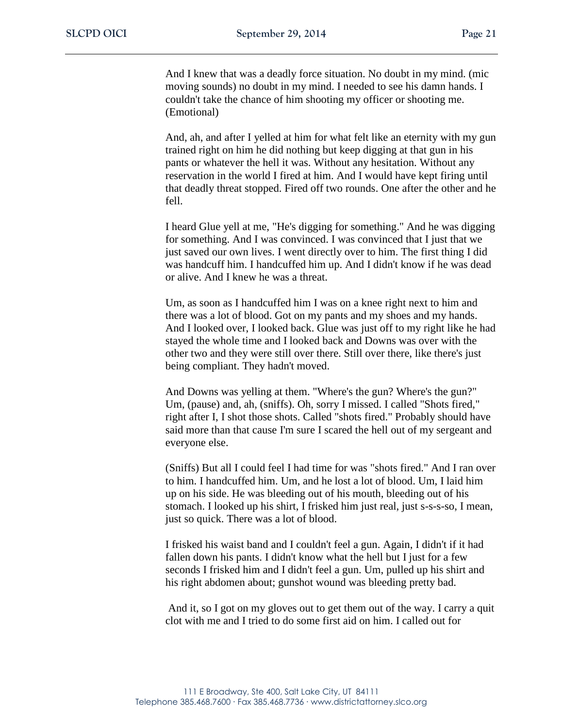And I knew that was a deadly force situation. No doubt in my mind. (mic moving sounds) no doubt in my mind. I needed to see his damn hands. I couldn't take the chance of him shooting my officer or shooting me. (Emotional)

And, ah, and after I yelled at him for what felt like an eternity with my gun trained right on him he did nothing but keep digging at that gun in his pants or whatever the hell it was. Without any hesitation. Without any reservation in the world I fired at him. And I would have kept firing until that deadly threat stopped. Fired off two rounds. One after the other and he fell.

I heard Glue yell at me, "He's digging for something." And he was digging for something. And I was convinced. I was convinced that I just that we just saved our own lives. I went directly over to him. The first thing I did was handcuff him. I handcuffed him up. And I didn't know if he was dead or alive. And I knew he was a threat.

Um, as soon as I handcuffed him I was on a knee right next to him and there was a lot of blood. Got on my pants and my shoes and my hands. And I looked over, I looked back. Glue was just off to my right like he had stayed the whole time and I looked back and Downs was over with the other two and they were still over there. Still over there, like there's just being compliant. They hadn't moved.

And Downs was yelling at them. "Where's the gun? Where's the gun?" Um, (pause) and, ah, (sniffs). Oh, sorry I missed. I called "Shots fired," right after I, I shot those shots. Called "shots fired." Probably should have said more than that cause I'm sure I scared the hell out of my sergeant and everyone else.

(Sniffs) But all I could feel I had time for was "shots fired." And I ran over to him. I handcuffed him. Um, and he lost a lot of blood. Um, I laid him up on his side. He was bleeding out of his mouth, bleeding out of his stomach. I looked up his shirt, I frisked him just real, just s-s-s-so, I mean, just so quick. There was a lot of blood.

I frisked his waist band and I couldn't feel a gun. Again, I didn't if it had fallen down his pants. I didn't know what the hell but I just for a few seconds I frisked him and I didn't feel a gun. Um, pulled up his shirt and his right abdomen about; gunshot wound was bleeding pretty bad.

And it, so I got on my gloves out to get them out of the way. I carry a quit clot with me and I tried to do some first aid on him. I called out for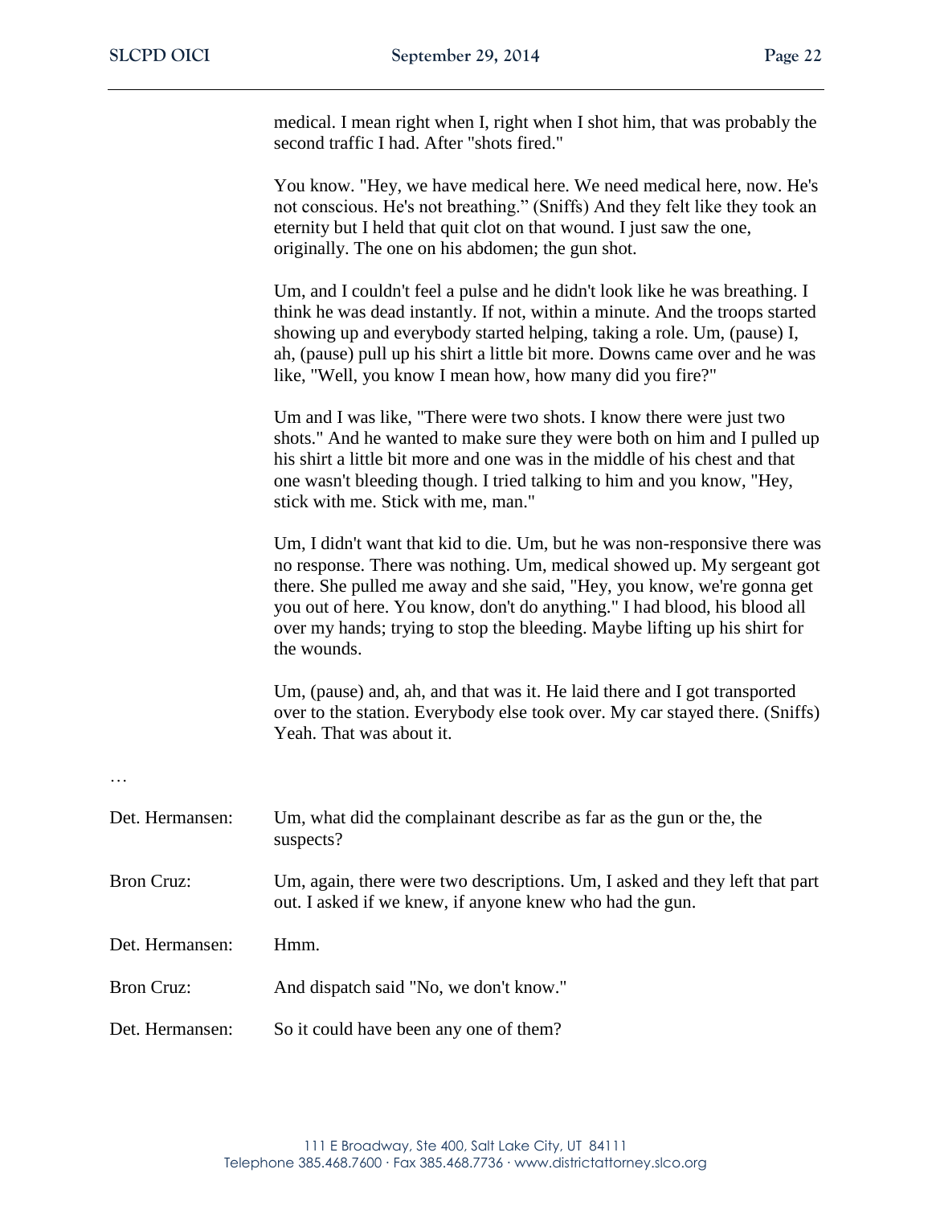medical. I mean right when I, right when I shot him, that was probably the second traffic I had. After "shots fired."

You know. "Hey, we have medical here. We need medical here, now. He's not conscious. He's not breathing." (Sniffs) And they felt like they took an eternity but I held that quit clot on that wound. I just saw the one, originally. The one on his abdomen; the gun shot.

Um, and I couldn't feel a pulse and he didn't look like he was breathing. I think he was dead instantly. If not, within a minute. And the troops started showing up and everybody started helping, taking a role. Um, (pause) I, ah, (pause) pull up his shirt a little bit more. Downs came over and he was like, "Well, you know I mean how, how many did you fire?"

Um and I was like, "There were two shots. I know there were just two shots." And he wanted to make sure they were both on him and I pulled up his shirt a little bit more and one was in the middle of his chest and that one wasn't bleeding though. I tried talking to him and you know, "Hey, stick with me. Stick with me, man."

Um, I didn't want that kid to die. Um, but he was non-responsive there was no response. There was nothing. Um, medical showed up. My sergeant got there. She pulled me away and she said, "Hey, you know, we're gonna get you out of here. You know, don't do anything." I had blood, his blood all over my hands; trying to stop the bleeding. Maybe lifting up his shirt for the wounds.

Um, (pause) and, ah, and that was it. He laid there and I got transported over to the station. Everybody else took over. My car stayed there. (Sniffs) Yeah. That was about it.

…

**Det. Hermansen:** Um, what did the complainant describe as far as the gun or the, the suspects?

**Bron Cruz:** Um, again, there were two descriptions. Um, I asked and they left that part out. I asked if we knew, if anyone knew who had the gun.

**Det. Hermansen:** Hmm.

**Bron Cruz:** And dispatch said "No, we don't know."

**Det. Hermansen:** So it could have been any one of them?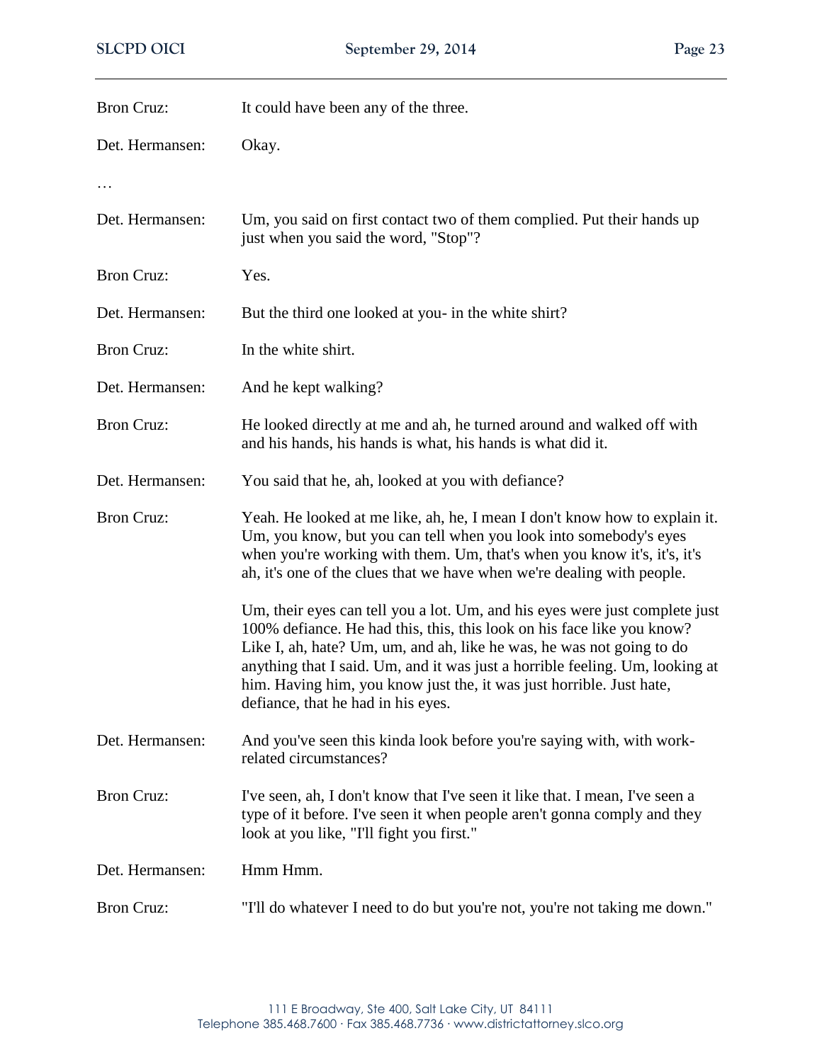| | |
|---|---|
| Bron Cruz: | It could have been any of the three. |
| Det. Hermansen: | Okay. |
| … | |
| Det. Hermansen: | Um, you said on first contact two of them complied. Put their hands up just when you said the word, "Stop"? |
| Bron Cruz: | Yes. |
| Det. Hermansen: | But the third one looked at you- in the white shirt? |
| Bron Cruz: | In the white shirt. |
| Det. Hermansen: | And he kept walking? |
| Bron Cruz: | He looked directly at me and ah, he turned around and walked off with and his hands, his hands is what, his hands is what did it. |
| Det. Hermansen: | You said that he, ah, looked at you with defiance? |
| Bron Cruz: | Yeah. He looked at me like, ah, he, I mean I don't know how to explain it. Um, you know, but you can tell when you look into somebody's eyes when you're working with them. Um, that's when you know it's, it's, it's ah, it's one of the clues that we have when we're dealing with people.<br><br>Um, their eyes can tell you a lot. Um, and his eyes were just complete just 100% defiance. He had this, this, this look on his face like you know? Like I, ah, hate? Um, um, and ah, like he was, he was not going to do anything that I said. Um, and it was just a horrible feeling. Um, looking at him. Having him, you know just the, it was just horrible. Just hate, defiance, that he had in his eyes. |
| Det. Hermansen: | And you've seen this kinda look before you're saying with, with work-related circumstances? |
| Bron Cruz: | I've seen, ah, I don't know that I've seen it like that. I mean, I've seen a type of it before. I've seen it when people aren't gonna comply and they look at you like, "I'll fight you first." |
| Det. Hermansen: | Hmm Hmm. |
| Bron Cruz: | "I'll do whatever I need to do but you're not, you're not taking me down." |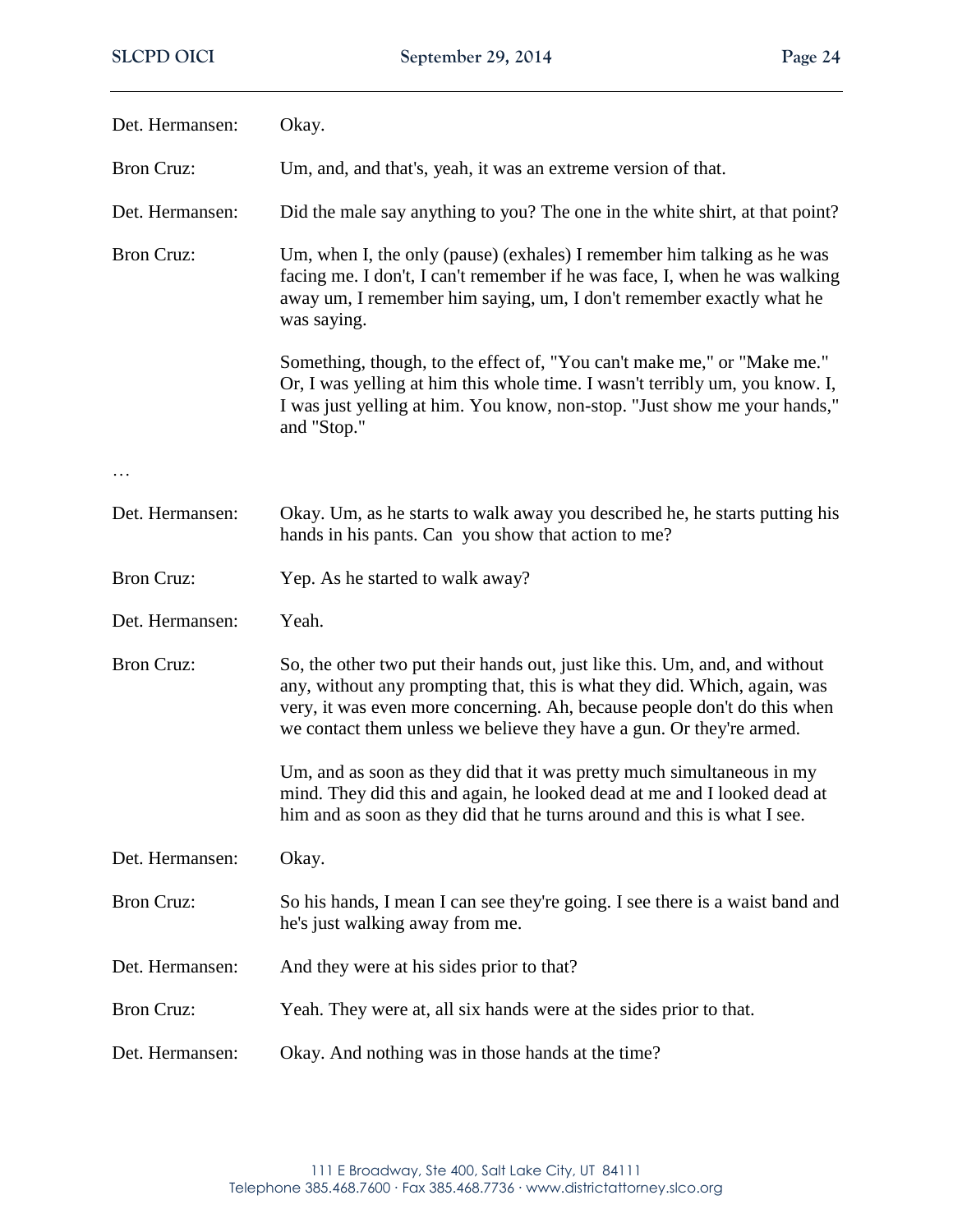Det. Hermansen: Okay.

Bron Cruz: Um, and, and that's, yeah, it was an extreme version of that.

Det. Hermansen: Did the male say anything to you? The one in the white shirt, at that point?

Bron Cruz: Um, when I, the only (pause) (exhales) I remember him talking as he was facing me. I don't, I can't remember if he was face, I, when he was walking away um, I remember him saying, um, I don't remember exactly what he was saying.

Something, though, to the effect of, "You can't make me," or "Make me." Or, I was yelling at him this whole time. I wasn't terribly um, you know. I, I was just yelling at him. You know, non-stop. "Just show me your hands," and "Stop."

…

Det. Hermansen: Okay. Um, as he starts to walk away you described he, he starts putting his hands in his pants. Can you show that action to me?

Bron Cruz: Yep. As he started to walk away?

Det. Hermansen: Yeah.

Bron Cruz: So, the other two put their hands out, just like this. Um, and, and without any, without any prompting that, this is what they did. Which, again, was very, it was even more concerning. Ah, because people don't do this when we contact them unless we believe they have a gun. Or they're armed.

Um, and as soon as they did that it was pretty much simultaneous in my mind. They did this and again, he looked dead at me and I looked dead at him and as soon as they did that he turns around and this is what I see.

Det. Hermansen: Okay.

Bron Cruz: So his hands, I mean I can see they're going. I see there is a waist band and he's just walking away from me.

Det. Hermansen: And they were at his sides prior to that?

Bron Cruz: Yeah. They were at, all six hands were at the sides prior to that.

Det. Hermansen: Okay. And nothing was in those hands at the time?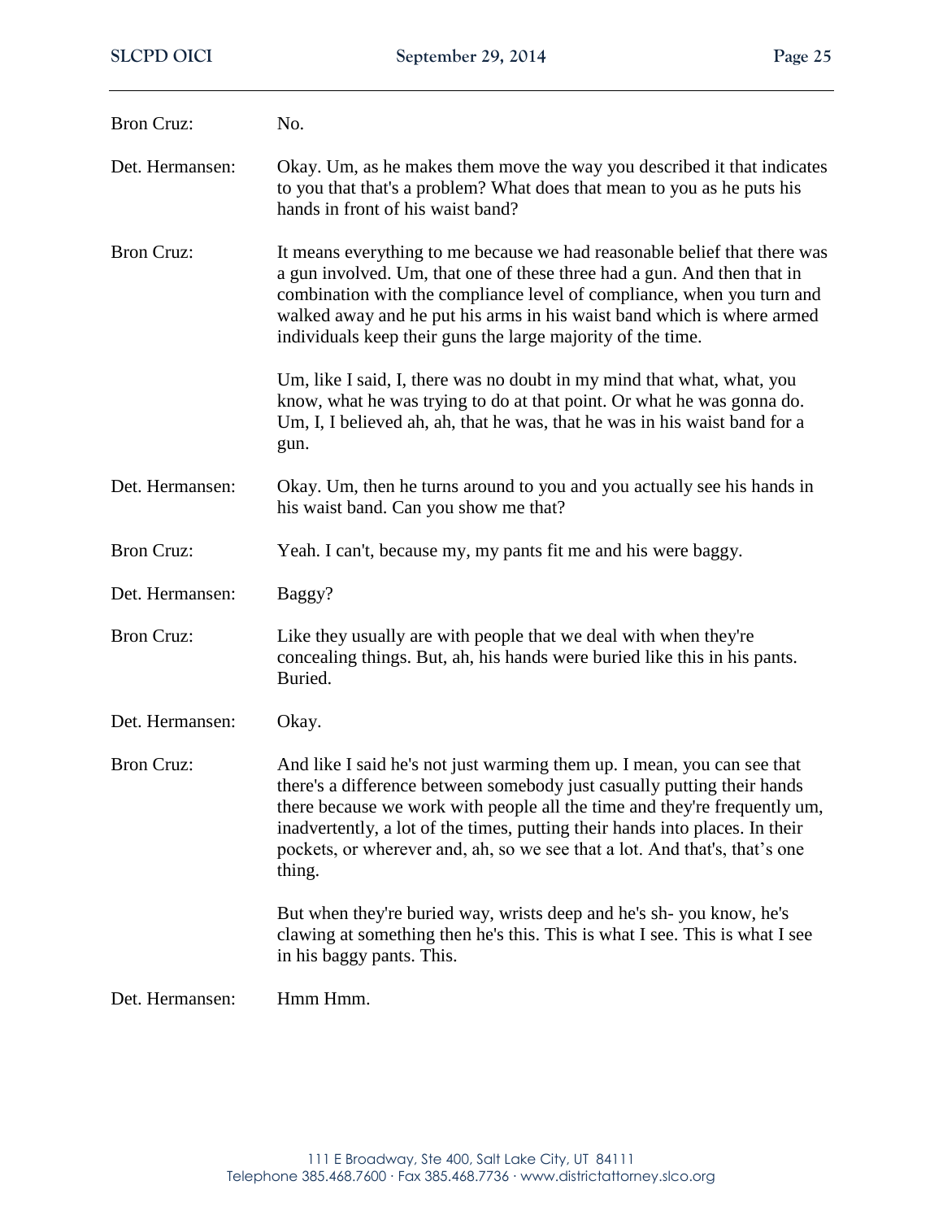Bron Cruz: No.

Det. Hermansen: Okay. Um, as he makes them move the way you described it that indicates to you that that's a problem? What does that mean to you as he puts his hands in front of his waist band?

Bron Cruz: It means everything to me because we had reasonable belief that there was a gun involved. Um, that one of these three had a gun. And then that in combination with the compliance level of compliance, when you turn and walked away and he put his arms in his waist band which is where armed individuals keep their guns the large majority of the time.

Um, like I said, I, there was no doubt in my mind that what, what, you know, what he was trying to do at that point. Or what he was gonna do. Um, I, I believed ah, ah, that he was, that he was in his waist band for a gun.

Det. Hermansen: Okay. Um, then he turns around to you and you actually see his hands in his waist band. Can you show me that?

Bron Cruz: Yeah. I can't, because my, my pants fit me and his were baggy.

Det. Hermansen: Baggy?

Bron Cruz: Like they usually are with people that we deal with when they're concealing things. But, ah, his hands were buried like this in his pants. Buried.

Det. Hermansen: Okay.

Bron Cruz: And like I said he's not just warming them up. I mean, you can see that there's a difference between somebody just casually putting their hands there because we work with people all the time and they're frequently um, inadvertently, a lot of the times, putting their hands into places. In their pockets, or wherever and, ah, so we see that a lot. And that's, that's one thing.

But when they're buried way, wrists deep and he's sh- you know, he's clawing at something then he's this. This is what I see. This is what I see in his baggy pants. This.

Det. Hermansen: Hmm Hmm.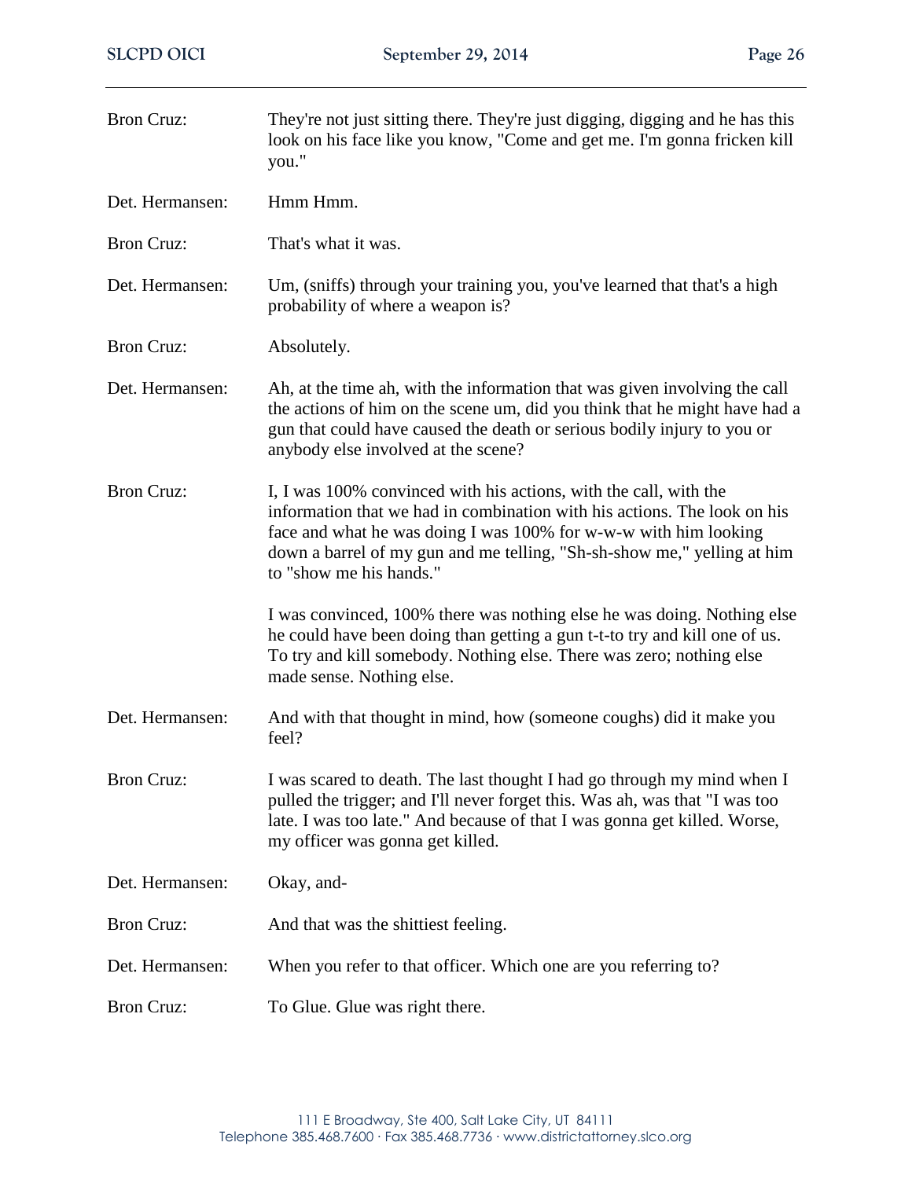| | |
|---|---|
| Bron Cruz: | They're not just sitting there. They're just digging, digging and he has this look on his face like you know, "Come and get me. I'm gonna fricken kill you." |
| Det. Hermansen: | Hmm Hmm. |
| Bron Cruz: | That's what it was. |
| Det. Hermansen: | Um, (sniffs) through your training you, you've learned that that's a high probability of where a weapon is? |
| Bron Cruz: | Absolutely. |
| Det. Hermansen: | Ah, at the time ah, with the information that was given involving the call the actions of him on the scene um, did you think that he might have had a gun that could have caused the death or serious bodily injury to you or anybody else involved at the scene? |
| Bron Cruz: | I, I was 100% convinced with his actions, with the call, with the information that we had in combination with his actions. The look on his face and what he was doing I was 100% for w-w-w with him looking down a barrel of my gun and me telling, "Sh-sh-show me," yelling at him to "show me his hands." <br><br> I was convinced, 100% there was nothing else he was doing. Nothing else he could have been doing than getting a gun t-t-to try and kill one of us. To try and kill somebody. Nothing else. There was zero; nothing else made sense. Nothing else. |
| Det. Hermansen: | And with that thought in mind, how (someone coughs) did it make you feel? |
| Bron Cruz: | I was scared to death. The last thought I had go through my mind when I pulled the trigger; and I'll never forget this. Was ah, was that "I was too late. I was too late." And because of that I was gonna get killed. Worse, my officer was gonna get killed. |
| Det. Hermansen: | Okay, and- |
| Bron Cruz: | And that was the shittiest feeling. |
| Det. Hermansen: | When you refer to that officer. Which one are you referring to? |
| Bron Cruz: | To Glue. Glue was right there. |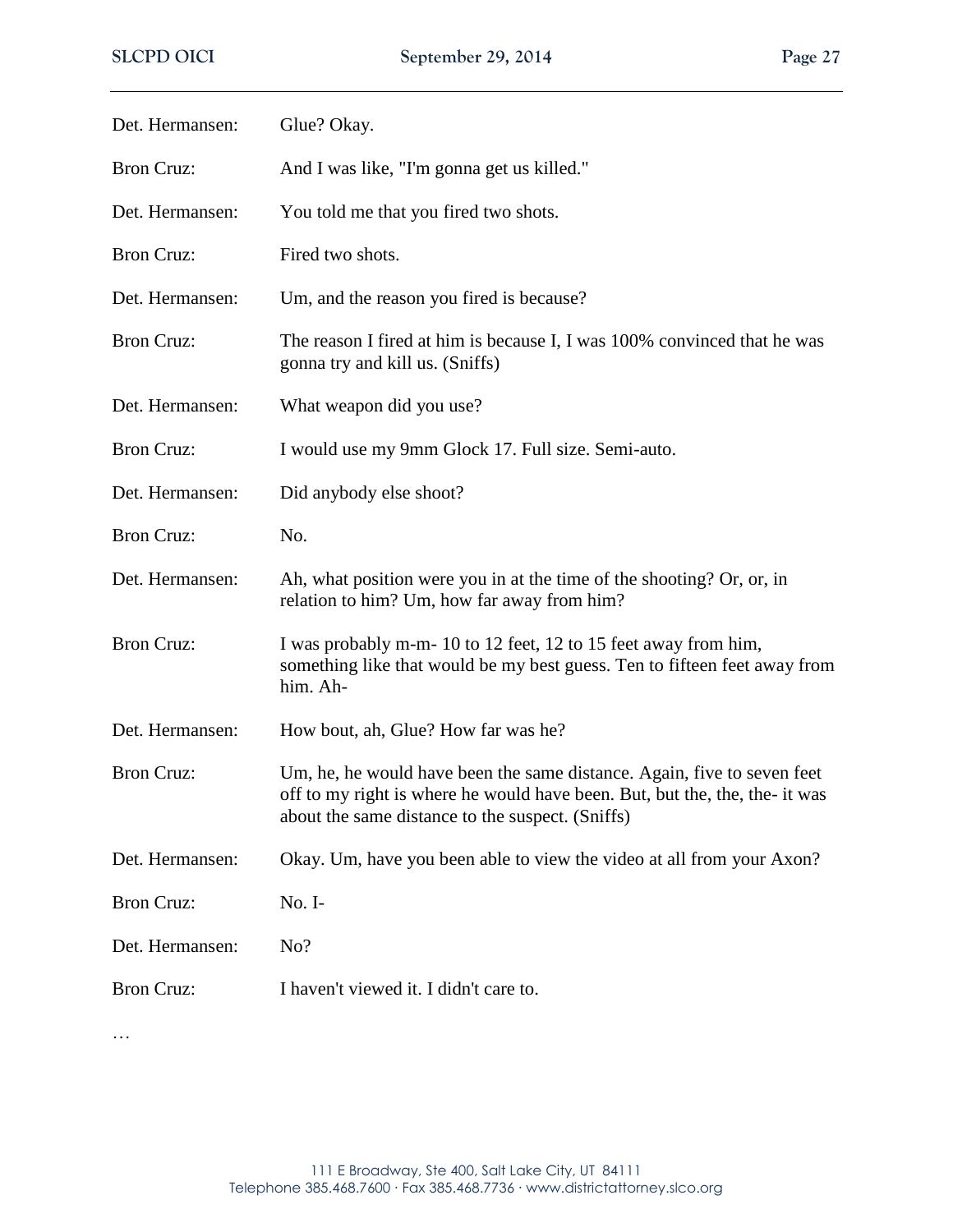| | |
|---|---|
| Det. Hermansen: | Glue? Okay. |
| Bron Cruz: | And I was like, "I'm gonna get us killed." |
| Det. Hermansen: | You told me that you fired two shots. |
| Bron Cruz: | Fired two shots. |
| Det. Hermansen: | Um, and the reason you fired is because? |
| Bron Cruz: | The reason I fired at him is because I, I was 100% convinced that he was gonna try and kill us. (Sniffs) |
| Det. Hermansen: | What weapon did you use? |
| Bron Cruz: | I would use my 9mm Glock 17. Full size. Semi-auto. |
| Det. Hermansen: | Did anybody else shoot? |
| Bron Cruz: | No. |
| Det. Hermansen: | Ah, what position were you in at the time of the shooting? Or, or, in relation to him? Um, how far away from him? |
| Bron Cruz: | I was probably m-m- 10 to 12 feet, 12 to 15 feet away from him, something like that would be my best guess. Ten to fifteen feet away from him. Ah- |
| Det. Hermansen: | How bout, ah, Glue? How far was he? |
| Bron Cruz: | Um, he, he would have been the same distance. Again, five to seven feet off to my right is where he would have been. But, but the, the, the- it was about the same distance to the suspect. (Sniffs) |
| Det. Hermansen: | Okay. Um, have you been able to view the video at all from your Axon? |
| Bron Cruz: | No. I- |
| Det. Hermansen: | No? |
| Bron Cruz: | I haven't viewed it. I didn't care to. |

…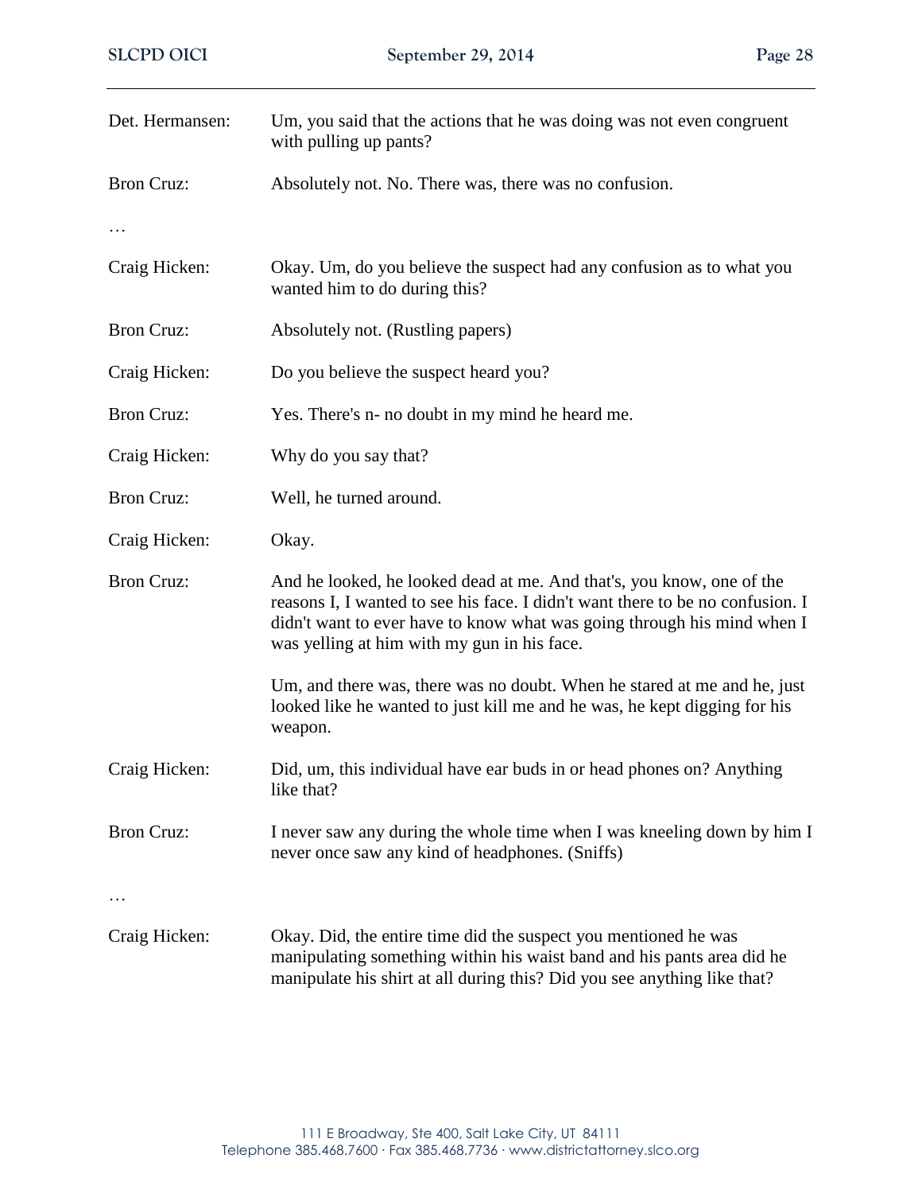| | |
|---|---|
| Det. Hermansen: | Um, you said that the actions that he was doing was not even congruent with pulling up pants? |
| Bron Cruz: | Absolutely not. No. There was, there was no confusion. |

…

| | |
|---|---|
| Craig Hicken: | Okay. Um, do you believe the suspect had any confusion as to what you wanted him to do during this? |
| Bron Cruz: | Absolutely not. (Rustling papers) |
| Craig Hicken: | Do you believe the suspect heard you? |
| Bron Cruz: | Yes. There's n- no doubt in my mind he heard me. |
| Craig Hicken: | Why do you say that? |
| Bron Cruz: | Well, he turned around. |
| Craig Hicken: | Okay. |
| Bron Cruz: | And he looked, he looked dead at me. And that's, you know, one of the reasons I, I wanted to see his face. I didn't want there to be no confusion. I didn't want to ever have to know what was going through his mind when I was yelling at him with my gun in his face.<br><br>Um, and there was, there was no doubt. When he stared at me and he, just looked like he wanted to just kill me and he was, he kept digging for his weapon. |
| Craig Hicken: | Did, um, this individual have ear buds in or head phones on? Anything like that? |
| Bron Cruz: | I never saw any during the whole time when I was kneeling down by him I never once saw any kind of headphones. (Sniffs) |

…

| | |
|---|---|
| Craig Hicken: | Okay. Did, the entire time did the suspect you mentioned he was manipulating something within his waist band and his pants area did he manipulate his shirt at all during this? Did you see anything like that? |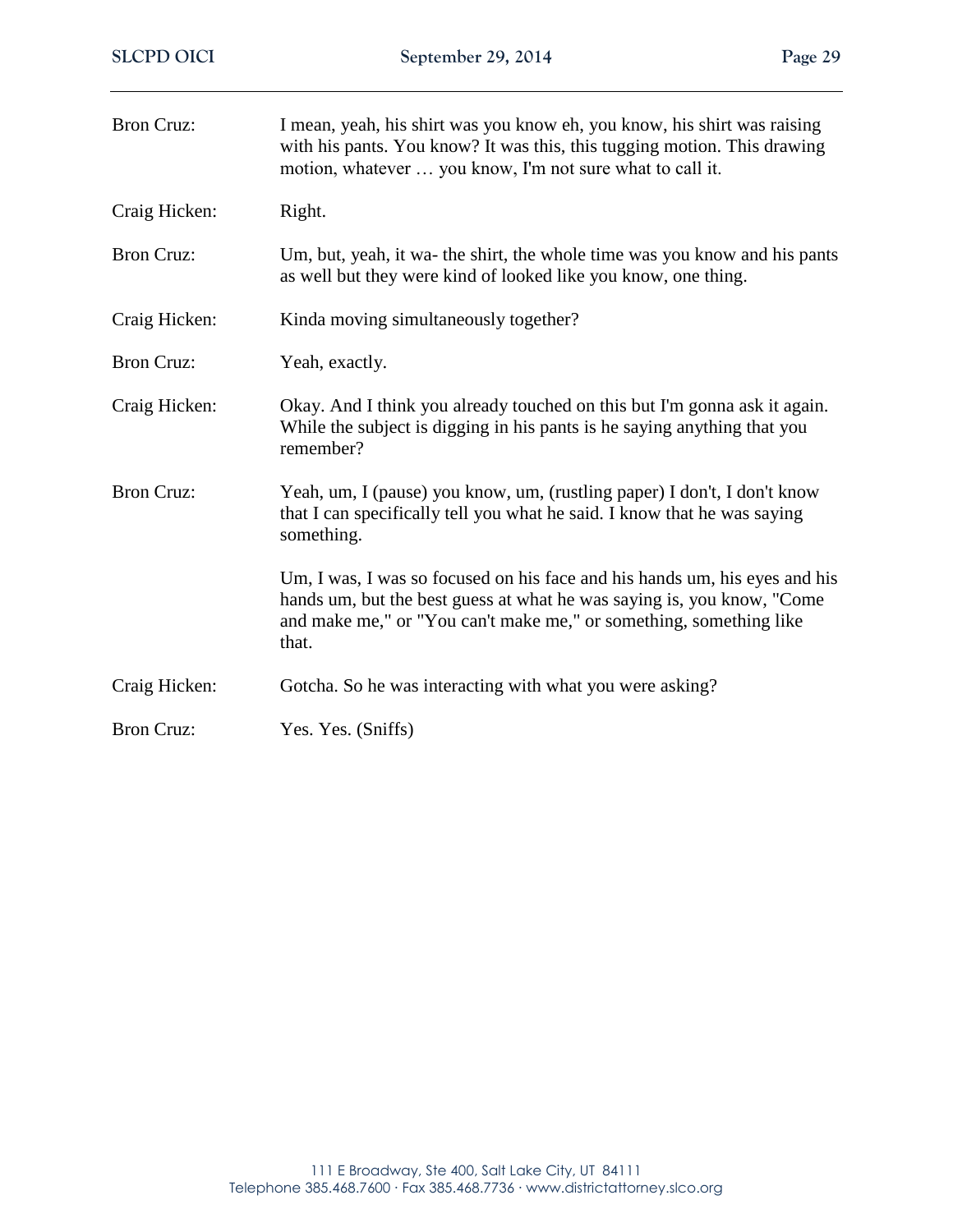Bron Cruz: I mean, yeah, his shirt was you know eh, you know, his shirt was raising with his pants. You know? It was this, this tugging motion. This drawing motion, whatever … you know, I'm not sure what to call it.

Craig Hicken: Right.

Bron Cruz: Um, but, yeah, it wa- the shirt, the whole time was you know and his pants as well but they were kind of looked like you know, one thing.

Craig Hicken: Kinda moving simultaneously together?

Bron Cruz: Yeah, exactly.

Craig Hicken: Okay. And I think you already touched on this but I'm gonna ask it again. While the subject is digging in his pants is he saying anything that you remember?

Bron Cruz: Yeah, um, I (pause) you know, um, (rustling paper) I don't, I don't know that I can specifically tell you what he said. I know that he was saying something.

Um, I was, I was so focused on his face and his hands um, his eyes and his hands um, but the best guess at what he was saying is, you know, "Come and make me," or "You can't make me," or something, something like that.

Craig Hicken: Gotcha. So he was interacting with what you were asking?

Bron Cruz: Yes. Yes. (Sniffs)